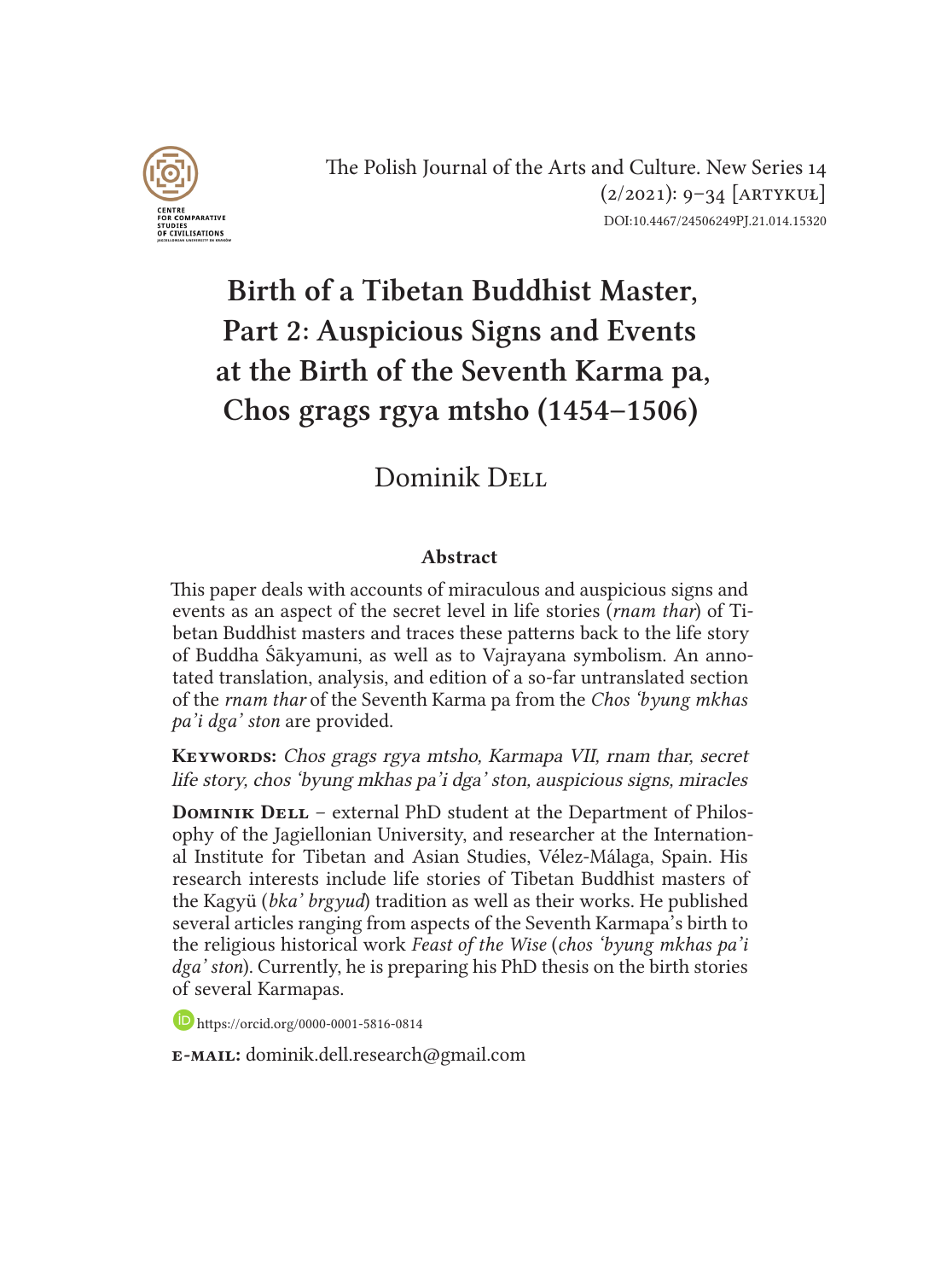The Polish Journal of the Arts and Culture. New Series 14 (2/2021): 9–34 [ARTYKUŁ]
DOI:10.4467/24506249PJ.21.014.15320

# Birth of a Tibetan Buddhist Master, Part 2: Auspicious Signs and Events at the Birth of the Seventh Karma pa, Chos grags rgya mtsho (1454–1506)

Dominik Dell

### Abstract

This paper deals with accounts of miraculous and auspicious signs and events as an aspect of the secret level in life stories (*rnam thar*) of Tibetan Buddhist masters and traces these patterns back to the life story of Buddha Śākyamuni, as well as to Vajrayana symbolism. An annotated translation, analysis, and edition of a so-far untranslated section of the *rnam thar* of the Seventh Karma pa from the *Chos 'byung mkhas pa'i dga' ston* are provided.

**Keywords:** *Chos grags rgya mtsho, Karmapa VII, rnam thar, secret life story, chos 'byung mkhas pa'i dga' ston, auspicious signs, miracles*

**Dominik Dell** – external PhD student at the Department of Philosophy of the Jagiellonian University, and researcher at the International Institute for Tibetan and Asian Studies, Vélez-Málaga, Spain. His research interests include life stories of Tibetan Buddhist masters of the Kagyü (*bka' brgyud*) tradition as well as their works. He published several articles ranging from aspects of the Seventh Karmapa's birth to the religious historical work *Feast of the Wise* (*chos 'byung mkhas pa'i dga' ston*). Currently, he is preparing his PhD thesis on the birth stories of several Karmapas.

https://orcid.org/0000-0001-5816-0814

**e-mail:** dominik.dell.research@gmail.com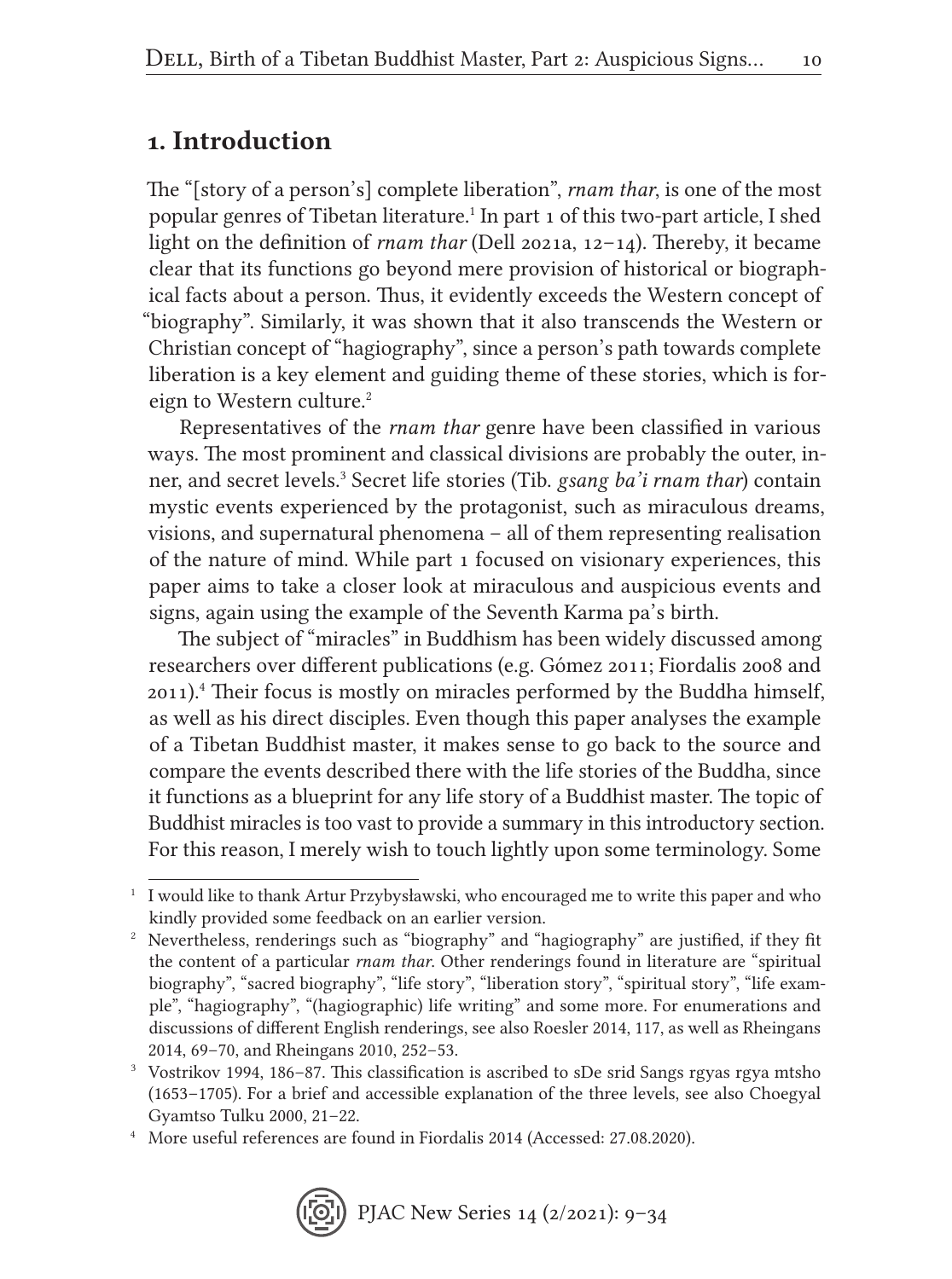## 1. Introduction

The "[story of a person's] complete liberation", *rnam thar*, is one of the most popular genres of Tibetan literature.[1] In part 1 of this two-part article, I shed light on the definition of *rnam thar* (Dell 2021a, 12–14). Thereby, it became clear that its functions go beyond mere provision of historical or biographical facts about a person. Thus, it evidently exceeds the Western concept of "biography". Similarly, it was shown that it also transcends the Western or Christian concept of "hagiography", since a person's path towards complete liberation is a key element and guiding theme of these stories, which is foreign to Western culture.[2]

Representatives of the *rnam thar* genre have been classified in various ways. The most prominent and classical divisions are probably the outer, inner, and secret levels.[3] Secret life stories (Tib. *gsang ba'i rnam thar*) contain mystic events experienced by the protagonist, such as miraculous dreams, visions, and supernatural phenomena – all of them representing realisation of the nature of mind. While part 1 focused on visionary experiences, this paper aims to take a closer look at miraculous and auspicious events and signs, again using the example of the Seventh Karma pa's birth.

The subject of "miracles" in Buddhism has been widely discussed among researchers over different publications (e.g. Gómez 2011; Fiordalis 2008 and 2011).[4] Their focus is mostly on miracles performed by the Buddha himself, as well as his direct disciples. Even though this paper analyses the example of a Tibetan Buddhist master, it makes sense to go back to the source and compare the events described there with the life stories of the Buddha, since it functions as a blueprint for any life story of a Buddhist master. The topic of Buddhist miracles is too vast to provide a summary in this introductory section. For this reason, I merely wish to touch lightly upon some terminology. Some

---

[1] I would like to thank Artur Przybysławski, who encouraged me to write this paper and who kindly provided some feedback on an earlier version.

[2] Nevertheless, renderings such as "biography" and "hagiography" are justified, if they fit the content of a particular *rnam thar*. Other renderings found in literature are "spiritual biography", "sacred biography", "life story", "liberation story", "spiritual story", "life example", "hagiography", "(hagiographic) life writing" and some more. For enumerations and discussions of different English renderings, see also Roesler 2014, 117, as well as Rheingans 2014, 69–70, and Rheingans 2010, 252–53.

[3] Vostrikov 1994, 186–87. This classification is ascribed to sDe srid Sangs rgyas rgya mtsho (1653–1705). For a brief and accessible explanation of the three levels, see also Choegyal Gyamtso Tulku 2000, 21–22.

[4] More useful references are found in Fiordalis 2014 (Accessed: 27.08.2020).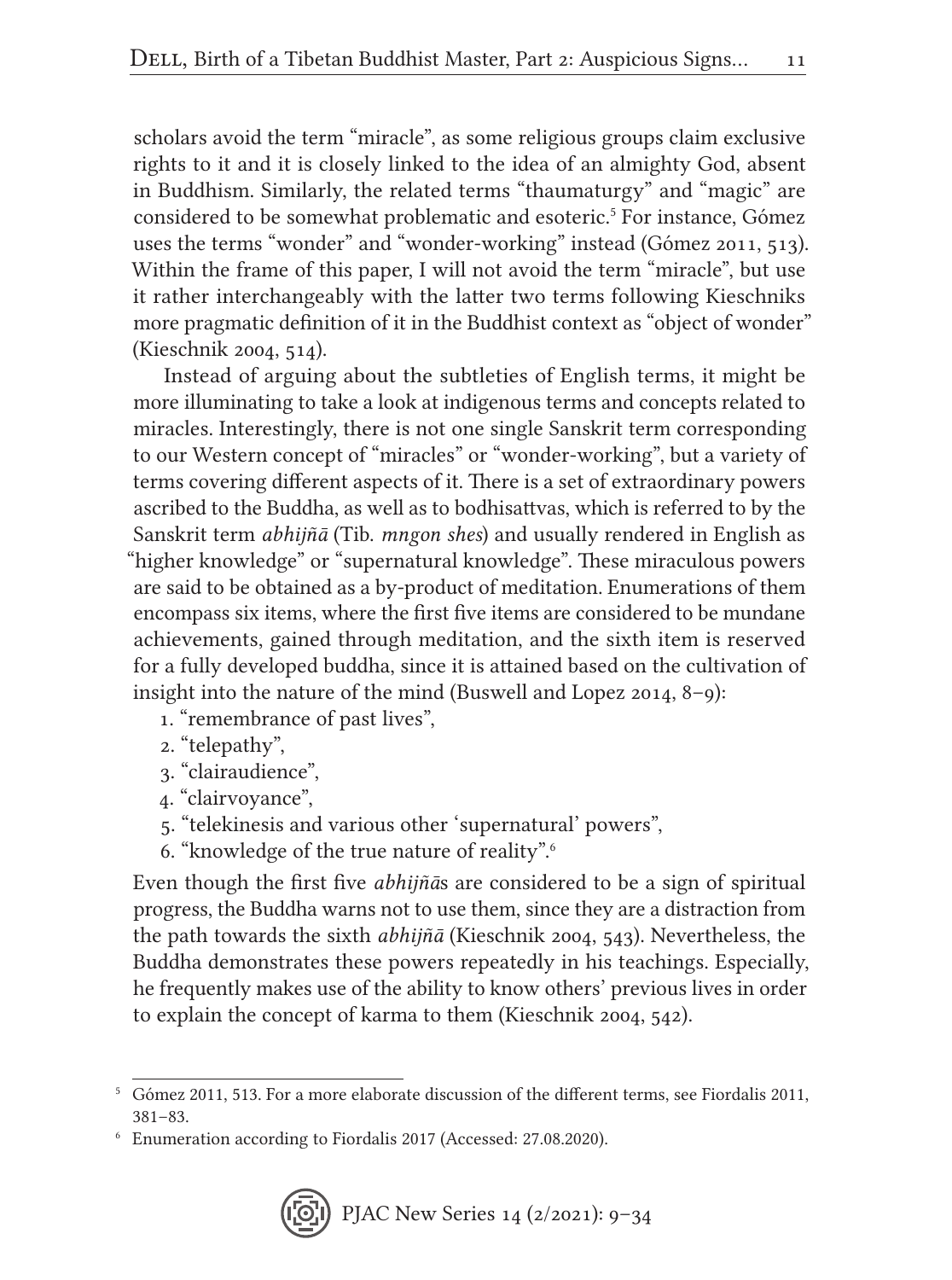scholars avoid the term "miracle", as some religious groups claim exclusive rights to it and it is closely linked to the idea of an almighty God, absent in Buddhism. Similarly, the related terms "thaumaturgy" and "magic" are considered to be somewhat problematic and esoteric.[5] For instance, Gómez uses the terms "wonder" and "wonder-working" instead (Gómez 2011, 513). Within the frame of this paper, I will not avoid the term "miracle", but use it rather interchangeably with the latter two terms following Kieschniks more pragmatic definition of it in the Buddhist context as "object of wonder" (Kieschnik 2004, 514).

Instead of arguing about the subtleties of English terms, it might be more illuminating to take a look at indigenous terms and concepts related to miracles. Interestingly, there is not one single Sanskrit term corresponding to our Western concept of "miracles" or "wonder-working", but a variety of terms covering different aspects of it. There is a set of extraordinary powers ascribed to the Buddha, as well as to bodhisattvas, which is referred to by the Sanskrit term *abhijñā* (Tib. *mngon shes*) and usually rendered in English as "higher knowledge" or "supernatural knowledge". These miraculous powers are said to be obtained as a by-product of meditation. Enumerations of them encompass six items, where the first five items are considered to be mundane achievements, gained through meditation, and the sixth item is reserved for a fully developed buddha, since it is attained based on the cultivation of insight into the nature of the mind (Buswell and Lopez 2014, 8–9):

1. "remembrance of past lives",
2. "telepathy",
3. "clairaudience",
4. "clairvoyance",
5. "telekinesis and various other 'supernatural' powers",
6. "knowledge of the true nature of reality".[6]

Even though the first five *abhijñā*s are considered to be a sign of spiritual progress, the Buddha warns not to use them, since they are a distraction from the path towards the sixth *abhijñā* (Kieschnik 2004, 543). Nevertheless, the Buddha demonstrates these powers repeatedly in his teachings. Especially, he frequently makes use of the ability to know others' previous lives in order to explain the concept of karma to them (Kieschnik 2004, 542).

---

[5] Gómez 2011, 513. For a more elaborate discussion of the different terms, see Fiordalis 2011, 381–83.

[6] Enumeration according to Fiordalis 2017 (Accessed: 27.08.2020).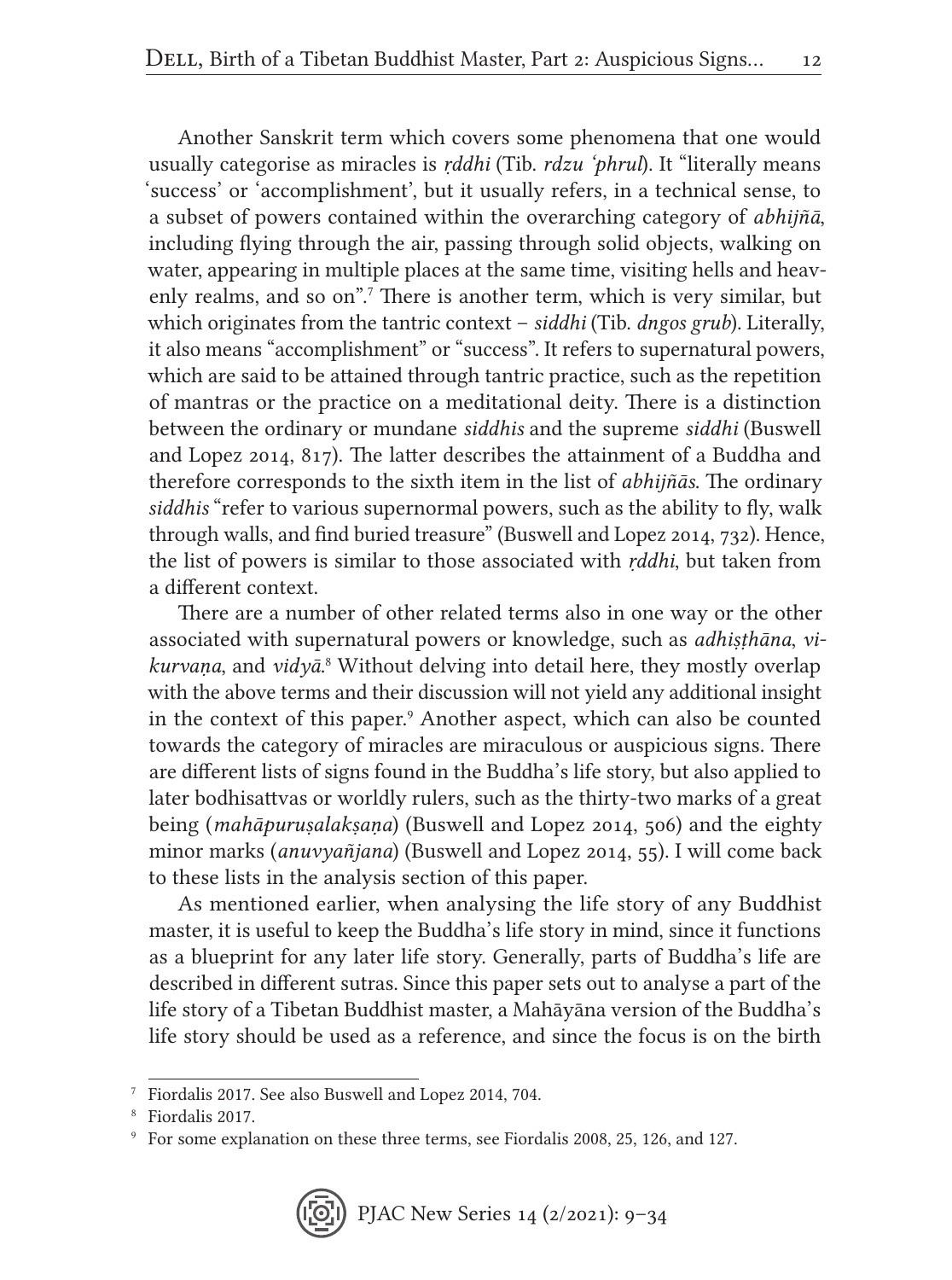Another Sanskrit term which covers some phenomena that one would usually categorise as miracles is *ṛddhi* (Tib. *rdzu 'phrul*). It "literally means 'success' or 'accomplishment', but it usually refers, in a technical sense, to a subset of powers contained within the overarching category of *abhijñā*, including flying through the air, passing through solid objects, walking on water, appearing in multiple places at the same time, visiting hells and heavenly realms, and so on".[7] There is another term, which is very similar, but which originates from the tantric context – *siddhi* (Tib. *dngos grub*). Literally, it also means "accomplishment" or "success". It refers to supernatural powers, which are said to be attained through tantric practice, such as the repetition of mantras or the practice on a meditational deity. There is a distinction between the ordinary or mundane *siddhis* and the supreme *siddhi* (Buswell and Lopez 2014, 817). The latter describes the attainment of a Buddha and therefore corresponds to the sixth item in the list of *abhijñās*. The ordinary *siddhis* "refer to various supernormal powers, such as the ability to fly, walk through walls, and find buried treasure" (Buswell and Lopez 2014, 732). Hence, the list of powers is similar to those associated with *ṛddhi*, but taken from a different context.

There are a number of other related terms also in one way or the other associated with supernatural powers or knowledge, such as *adhiṣṭhāna*, *vikurvaṇa*, and *vidyā*.[8] Without delving into detail here, they mostly overlap with the above terms and their discussion will not yield any additional insight in the context of this paper.[9] Another aspect, which can also be counted towards the category of miracles are miraculous or auspicious signs. There are different lists of signs found in the Buddha's life story, but also applied to later bodhisattvas or worldly rulers, such as the thirty-two marks of a great being (*mahāpuruṣalakṣaṇa*) (Buswell and Lopez 2014, 506) and the eighty minor marks (*anuvyañjana*) (Buswell and Lopez 2014, 55). I will come back to these lists in the analysis section of this paper.

As mentioned earlier, when analysing the life story of any Buddhist master, it is useful to keep the Buddha's life story in mind, since it functions as a blueprint for any later life story. Generally, parts of Buddha's life are described in different sutras. Since this paper sets out to analyse a part of the life story of a Tibetan Buddhist master, a Mahāyāna version of the Buddha's life story should be used as a reference, and since the focus is on the birth

---

[7] Fiordalis 2017. See also Buswell and Lopez 2014, 704.

[8] Fiordalis 2017.

[9] For some explanation on these three terms, see Fiordalis 2008, 25, 126, and 127.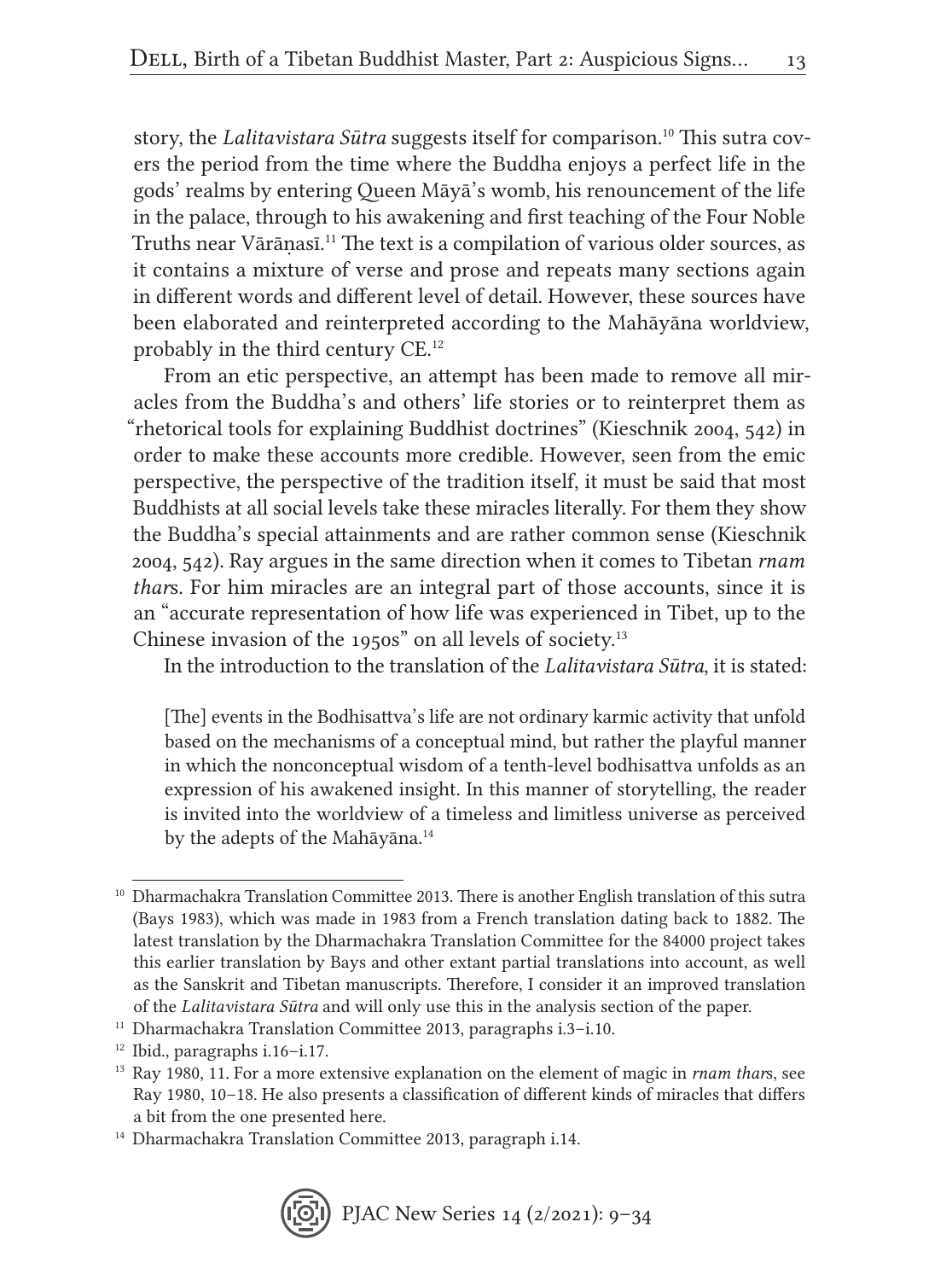story, the *Lalitavistara Sūtra* suggests itself for comparison.[10] This sutra covers the period from the time where the Buddha enjoys a perfect life in the gods' realms by entering Queen Māyā's womb, his renouncement of the life in the palace, through to his awakening and first teaching of the Four Noble Truths near Vārāṇasī.[11] The text is a compilation of various older sources, as it contains a mixture of verse and prose and repeats many sections again in different words and different level of detail. However, these sources have been elaborated and reinterpreted according to the Mahāyāna worldview, probably in the third century CE.[12]

From an etic perspective, an attempt has been made to remove all miracles from the Buddha's and others' life stories or to reinterpret them as "rhetorical tools for explaining Buddhist doctrines" (Kieschnik 2004, 542) in order to make these accounts more credible. However, seen from the emic perspective, the perspective of the tradition itself, it must be said that most Buddhists at all social levels take these miracles literally. For them they show the Buddha's special attainments and are rather common sense (Kieschnik 2004, 542). Ray argues in the same direction when it comes to Tibetan *rnam thar*s. For him miracles are an integral part of those accounts, since it is an "accurate representation of how life was experienced in Tibet, up to the Chinese invasion of the 1950s" on all levels of society.[13]

In the introduction to the translation of the *Lalitavistara Sūtra*, it is stated:

> [The] events in the Bodhisattva's life are not ordinary karmic activity that unfold based on the mechanisms of a conceptual mind, but rather the playful manner in which the nonconceptual wisdom of a tenth-level bodhisattva unfolds as an expression of his awakened insight. In this manner of storytelling, the reader is invited into the worldview of a timeless and limitless universe as perceived by the adepts of the Mahāyāna.[14]

---

[10] Dharmachakra Translation Committee 2013. There is another English translation of this sutra (Bays 1983), which was made in 1983 from a French translation dating back to 1882. The latest translation by the Dharmachakra Translation Committee for the 84000 project takes this earlier translation by Bays and other extant partial translations into account, as well as the Sanskrit and Tibetan manuscripts. Therefore, I consider it an improved translation of the *Lalitavistara Sūtra* and will only use this in the analysis section of the paper.

[11] Dharmachakra Translation Committee 2013, paragraphs i.3–i.10.

[12] Ibid., paragraphs i.16–i.17.

[13] Ray 1980, 11. For a more extensive explanation on the element of magic in *rnam thar*s, see Ray 1980, 10–18. He also presents a classification of different kinds of miracles that differs a bit from the one presented here.

[14] Dharmachakra Translation Committee 2013, paragraph i.14.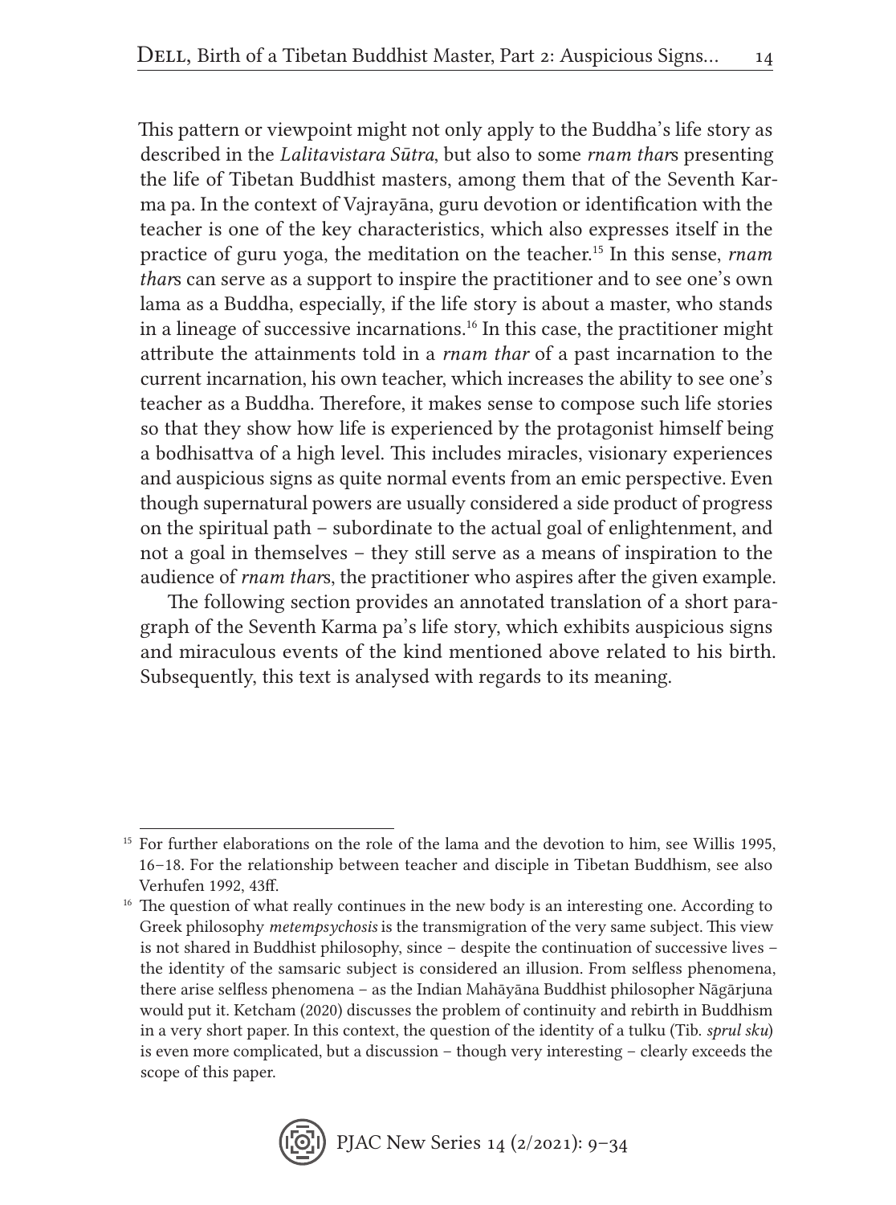This pattern or viewpoint might not only apply to the Buddha's life story as described in the *Lalitavistara Sūtra*, but also to some *rnam thar*s presenting the life of Tibetan Buddhist masters, among them that of the Seventh Karma pa. In the context of Vajrayāna, guru devotion or identification with the teacher is one of the key characteristics, which also expresses itself in the practice of guru yoga, the meditation on the teacher.[15] In this sense, *rnam thar*s can serve as a support to inspire the practitioner and to see one's own lama as a Buddha, especially, if the life story is about a master, who stands in a lineage of successive incarnations.[16] In this case, the practitioner might attribute the attainments told in a *rnam thar* of a past incarnation to the current incarnation, his own teacher, which increases the ability to see one's teacher as a Buddha. Therefore, it makes sense to compose such life stories so that they show how life is experienced by the protagonist himself being a bodhisattva of a high level. This includes miracles, visionary experiences and auspicious signs as quite normal events from an emic perspective. Even though supernatural powers are usually considered a side product of progress on the spiritual path – subordinate to the actual goal of enlightenment, and not a goal in themselves – they still serve as a means of inspiration to the audience of *rnam thar*s, the practitioner who aspires after the given example.

The following section provides an annotated translation of a short paragraph of the Seventh Karma pa's life story, which exhibits auspicious signs and miraculous events of the kind mentioned above related to his birth. Subsequently, this text is analysed with regards to its meaning.

---

[15] For further elaborations on the role of the lama and the devotion to him, see Willis 1995, 16–18. For the relationship between teacher and disciple in Tibetan Buddhism, see also Verhufen 1992, 43ff.

[16] The question of what really continues in the new body is an interesting one. According to Greek philosophy *metempsychosis* is the transmigration of the very same subject. This view is not shared in Buddhist philosophy, since – despite the continuation of successive lives – the identity of the samsaric subject is considered an illusion. From selfless phenomena, there arise selfless phenomena – as the Indian Mahāyāna Buddhist philosopher Nāgārjuna would put it. Ketcham (2020) discusses the problem of continuity and rebirth in Buddhism in a very short paper. In this context, the question of the identity of a tulku (Tib. *sprul sku*) is even more complicated, but a discussion – though very interesting – clearly exceeds the scope of this paper.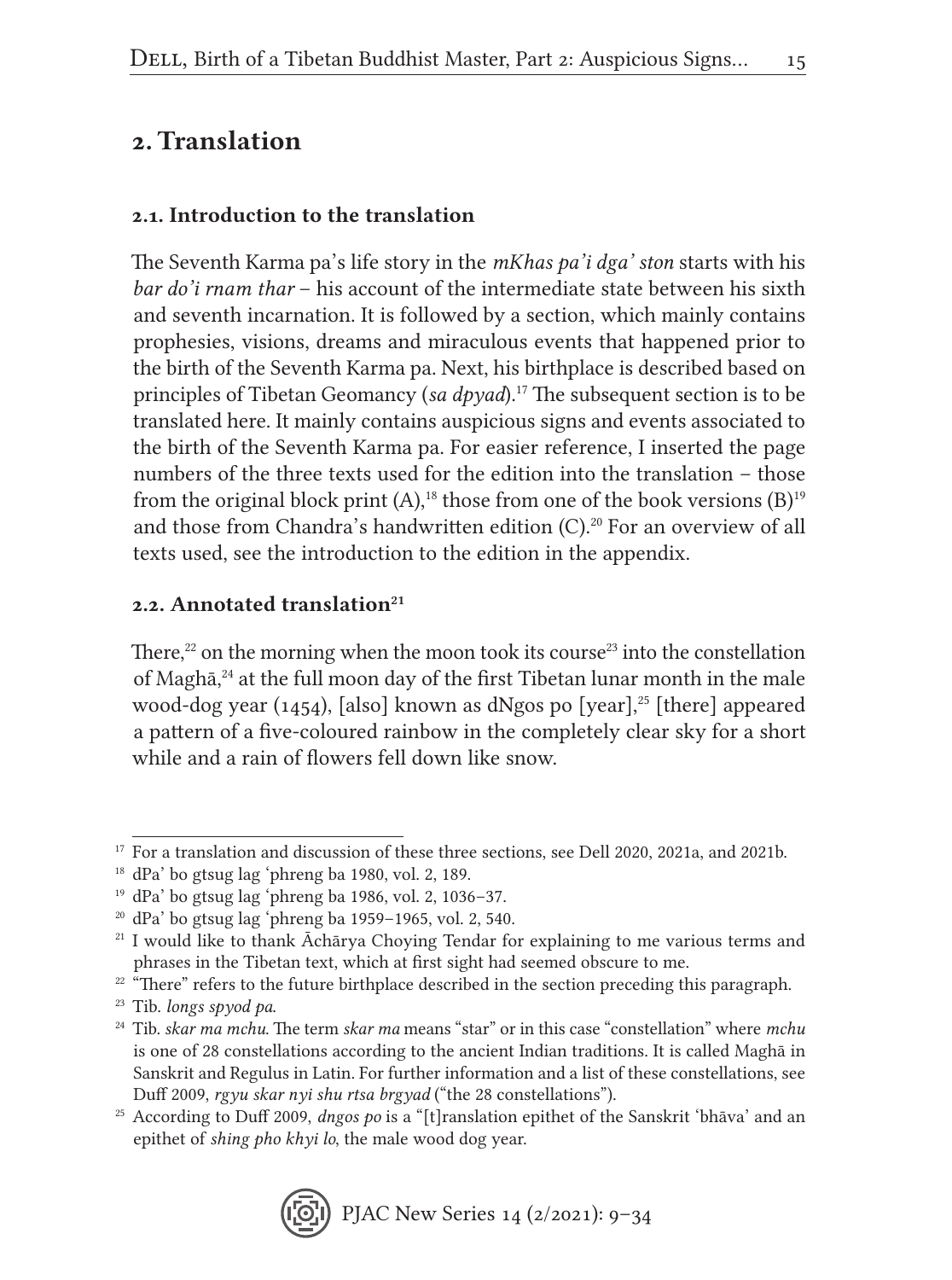## 2. Translation

### 2.1. Introduction to the translation

The Seventh Karma pa's life story in the *mKhas pa'i dga' ston* starts with his *bar do'i rnam thar* – his account of the intermediate state between his sixth and seventh incarnation. It is followed by a section, which mainly contains prophesies, visions, dreams and miraculous events that happened prior to the birth of the Seventh Karma pa. Next, his birthplace is described based on principles of Tibetan Geomancy (*sa dpyad*).[17] The subsequent section is to be translated here. It mainly contains auspicious signs and events associated to the birth of the Seventh Karma pa. For easier reference, I inserted the page numbers of the three texts used for the edition into the translation – those from the original block print (A),[18] those from one of the book versions (B)[19] and those from Chandra's handwritten edition (C).[20] For an overview of all texts used, see the introduction to the edition in the appendix.

### 2.2. Annotated translation[21]

There,[22] on the morning when the moon took its course[23] into the constellation of Maghā,[24] at the full moon day of the first Tibetan lunar month in the male wood-dog year (1454), [also] known as dNgos po [year],[25] [there] appeared a pattern of a five-coloured rainbow in the completely clear sky for a short while and a rain of flowers fell down like snow.

---

[17] For a translation and discussion of these three sections, see Dell 2020, 2021a, and 2021b.

[18] dPa' bo gtsug lag 'phreng ba 1980, vol. 2, 189.

[19] dPa' bo gtsug lag 'phreng ba 1986, vol. 2, 1036–37.

[20] dPa' bo gtsug lag 'phreng ba 1959–1965, vol. 2, 540.

[21] I would like to thank Āchārya Choying Tendar for explaining to me various terms and phrases in the Tibetan text, which at first sight had seemed obscure to me.

[22] "There" refers to the future birthplace described in the section preceding this paragraph.

[23] Tib. *longs spyod pa*.

[24] Tib. *skar ma mchu*. The term *skar ma* means "star" or in this case "constellation" where *mchu* is one of 28 constellations according to the ancient Indian traditions. It is called Maghā in Sanskrit and Regulus in Latin. For further information and a list of these constellations, see Duff 2009, *rgyu skar nyi shu rtsa brgyad* ("the 28 constellations").

[25] According to Duff 2009, *dngos po* is a "[t]ranslation epithet of the Sanskrit 'bhāva' and an epithet of *shing pho khyi lo*, the male wood dog year.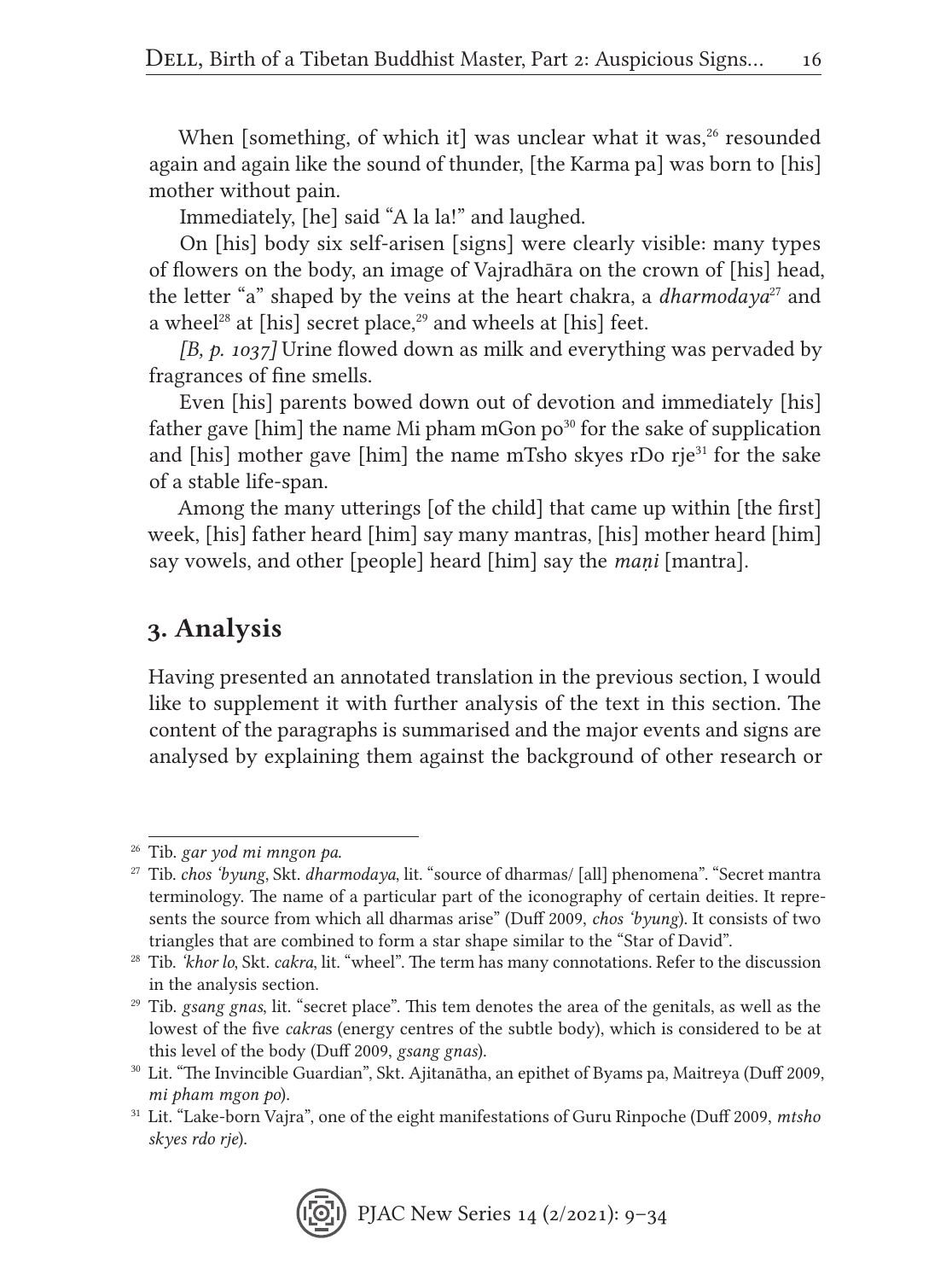When [something, of which it] was unclear what it was,[26] resounded again and again like the sound of thunder, [the Karma pa] was born to [his] mother without pain.

Immediately, [he] said "A la la!" and laughed.

On [his] body six self-arisen [signs] were clearly visible: many types of flowers on the body, an image of Vajradhāra on the crown of [his] head, the letter "a" shaped by the veins at the heart chakra, a *dharmodaya*[27] and a wheel[28] at [his] secret place,[29] and wheels at [his] feet.

*[B, p. 1037]* Urine flowed down as milk and everything was pervaded by fragrances of fine smells.

Even [his] parents bowed down out of devotion and immediately [his] father gave [him] the name Mi pham mGon po[30] for the sake of supplication and [his] mother gave [him] the name mTsho skyes rDo rje[31] for the sake of a stable life-span.

Among the many utterings [of the child] that came up within [the first] week, [his] father heard [him] say many mantras, [his] mother heard [him] say vowels, and other [people] heard [him] say the *maṇi* [mantra].

## 3. Analysis

Having presented an annotated translation in the previous section, I would like to supplement it with further analysis of the text in this section. The content of the paragraphs is summarised and the major events and signs are analysed by explaining them against the background of other research or

---

[26] Tib. *gar yod mi mngon pa*.

[27] Tib. *chos 'byung*, Skt. *dharmodaya*, lit. "source of dharmas/ [all] phenomena". "Secret mantra terminology. The name of a particular part of the iconography of certain deities. It represents the source from which all dharmas arise" (Duff 2009, *chos 'byung*). It consists of two triangles that are combined to form a star shape similar to the "Star of David".

[28] Tib. *'khor lo*, Skt. *cakra*, lit. "wheel". The term has many connotations. Refer to the discussion in the analysis section.

[29] Tib. *gsang gnas*, lit. "secret place". This tem denotes the area of the genitals, as well as the lowest of the five *cakra*s (energy centres of the subtle body), which is considered to be at this level of the body (Duff 2009, *gsang gnas*).

[30] Lit. "The Invincible Guardian", Skt. Ajitanātha, an epithet of Byams pa, Maitreya (Duff 2009, *mi pham mgon po*).

[31] Lit. "Lake-born Vajra", one of the eight manifestations of Guru Rinpoche (Duff 2009, *mtsho skyes rdo rje*).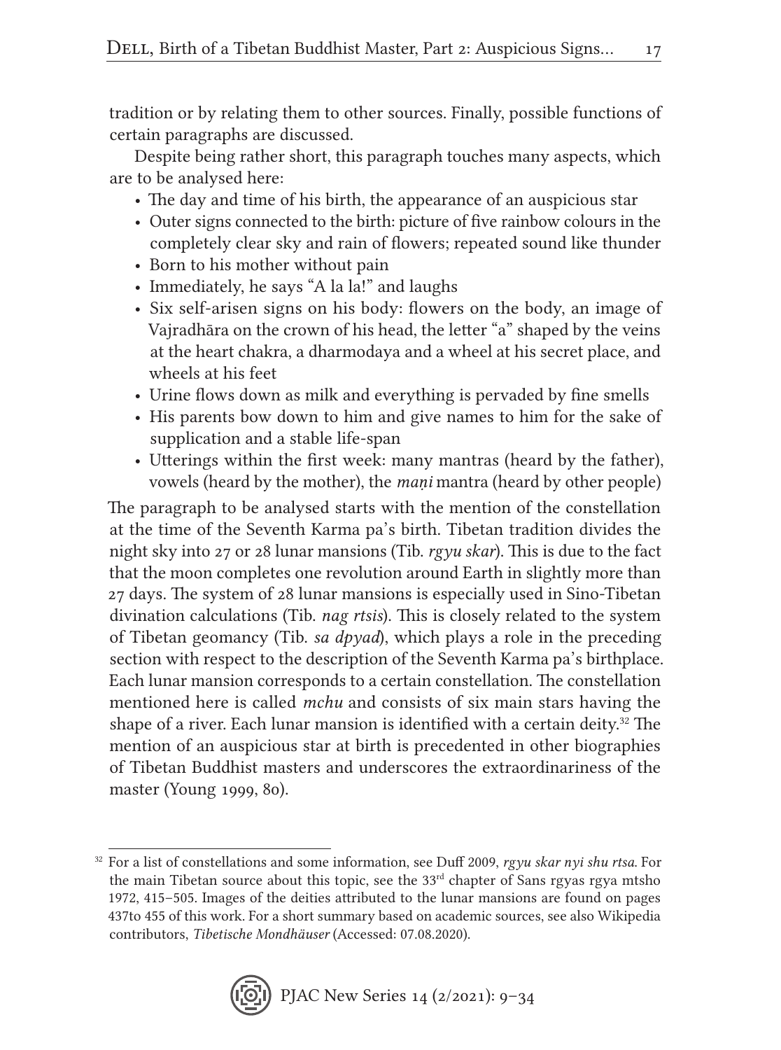tradition or by relating them to other sources. Finally, possible functions of certain paragraphs are discussed.

Despite being rather short, this paragraph touches many aspects, which are to be analysed here:

- The day and time of his birth, the appearance of an auspicious star
- Outer signs connected to the birth: picture of five rainbow colours in the completely clear sky and rain of flowers; repeated sound like thunder
- Born to his mother without pain
- Immediately, he says "A la la!" and laughs
- Six self-arisen signs on his body: flowers on the body, an image of Vajradhāra on the crown of his head, the letter "a" shaped by the veins at the heart chakra, a dharmodaya and a wheel at his secret place, and wheels at his feet
- Urine flows down as milk and everything is pervaded by fine smells
- His parents bow down to him and give names to him for the sake of supplication and a stable life-span
- Utterings within the first week: many mantras (heard by the father), vowels (heard by the mother), the *maṇi* mantra (heard by other people)

The paragraph to be analysed starts with the mention of the constellation at the time of the Seventh Karma pa's birth. Tibetan tradition divides the night sky into 27 or 28 lunar mansions (Tib. *rgyu skar*). This is due to the fact that the moon completes one revolution around Earth in slightly more than 27 days. The system of 28 lunar mansions is especially used in Sino-Tibetan divination calculations (Tib. *nag rtsis*). This is closely related to the system of Tibetan geomancy (Tib. *sa dpyad*), which plays a role in the preceding section with respect to the description of the Seventh Karma pa's birthplace. Each lunar mansion corresponds to a certain constellation. The constellation mentioned here is called *mchu* and consists of six main stars having the shape of a river. Each lunar mansion is identified with a certain deity.[32] The mention of an auspicious star at birth is precedented in other biographies of Tibetan Buddhist masters and underscores the extraordinariness of the master (Young 1999, 80).

[32] For a list of constellations and some information, see Duff 2009, *rgyu skar nyi shu rtsa*. For the main Tibetan source about this topic, see the 33rd chapter of Sans rgyas rgya mtsho 1972, 415–505. Images of the deities attributed to the lunar mansions are found on pages 437to 455 of this work. For a short summary based on academic sources, see also Wikipedia contributors, *Tibetische Mondhäuser* (Accessed: 07.08.2020).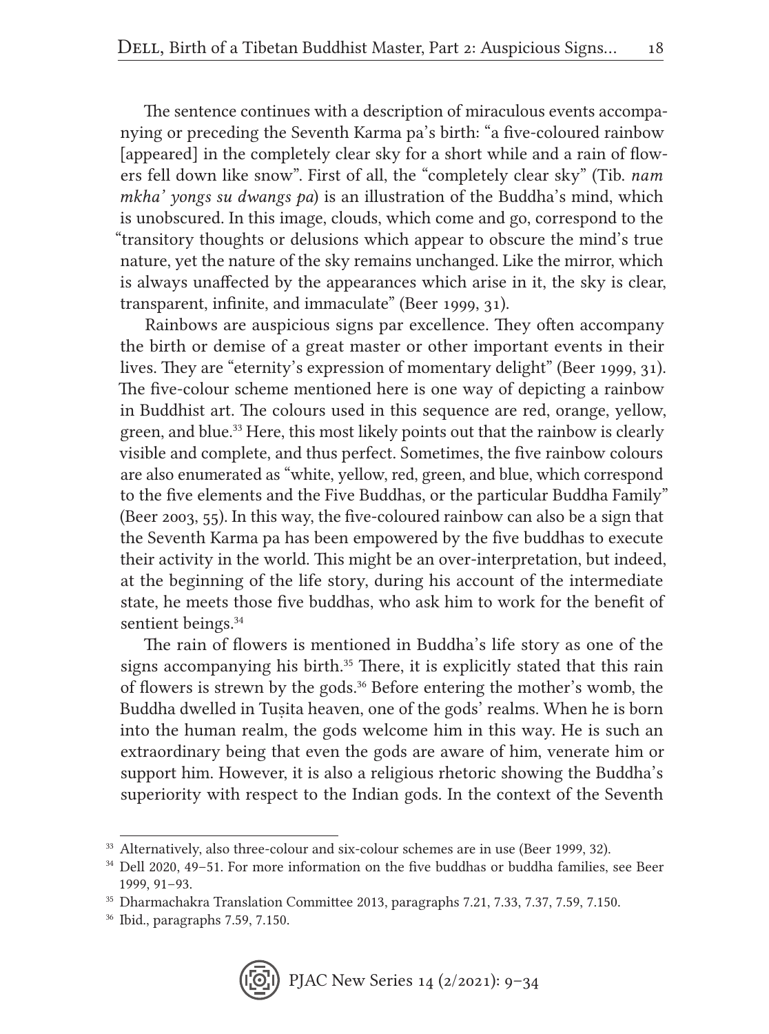The sentence continues with a description of miraculous events accompanying or preceding the Seventh Karma pa's birth: "a five-coloured rainbow [appeared] in the completely clear sky for a short while and a rain of flowers fell down like snow". First of all, the "completely clear sky" (Tib. *nam mkha' yongs su dwangs pa*) is an illustration of the Buddha's mind, which is unobscured. In this image, clouds, which come and go, correspond to the "transitory thoughts or delusions which appear to obscure the mind's true nature, yet the nature of the sky remains unchanged. Like the mirror, which is always unaffected by the appearances which arise in it, the sky is clear, transparent, infinite, and immaculate" (Beer 1999, 31).

Rainbows are auspicious signs par excellence. They often accompany the birth or demise of a great master or other important events in their lives. They are "eternity's expression of momentary delight" (Beer 1999, 31). The five-colour scheme mentioned here is one way of depicting a rainbow in Buddhist art. The colours used in this sequence are red, orange, yellow, green, and blue.[33] Here, this most likely points out that the rainbow is clearly visible and complete, and thus perfect. Sometimes, the five rainbow colours are also enumerated as "white, yellow, red, green, and blue, which correspond to the five elements and the Five Buddhas, or the particular Buddha Family" (Beer 2003, 55). In this way, the five-coloured rainbow can also be a sign that the Seventh Karma pa has been empowered by the five buddhas to execute their activity in the world. This might be an over-interpretation, but indeed, at the beginning of the life story, during his account of the intermediate state, he meets those five buddhas, who ask him to work for the benefit of sentient beings.[34]

The rain of flowers is mentioned in Buddha's life story as one of the signs accompanying his birth.[35] There, it is explicitly stated that this rain of flowers is strewn by the gods.[36] Before entering the mother's womb, the Buddha dwelled in Tuṣita heaven, one of the gods' realms. When he is born into the human realm, the gods welcome him in this way. He is such an extraordinary being that even the gods are aware of him, venerate him or support him. However, it is also a religious rhetoric showing the Buddha's superiority with respect to the Indian gods. In the context of the Seventh

---

[33] Alternatively, also three-colour and six-colour schemes are in use (Beer 1999, 32).

[34] Dell 2020, 49–51. For more information on the five buddhas or buddha families, see Beer 1999, 91–93.

[35] Dharmachakra Translation Committee 2013, paragraphs 7.21, 7.33, 7.37, 7.59, 7.150.

[36] Ibid., paragraphs 7.59, 7.150.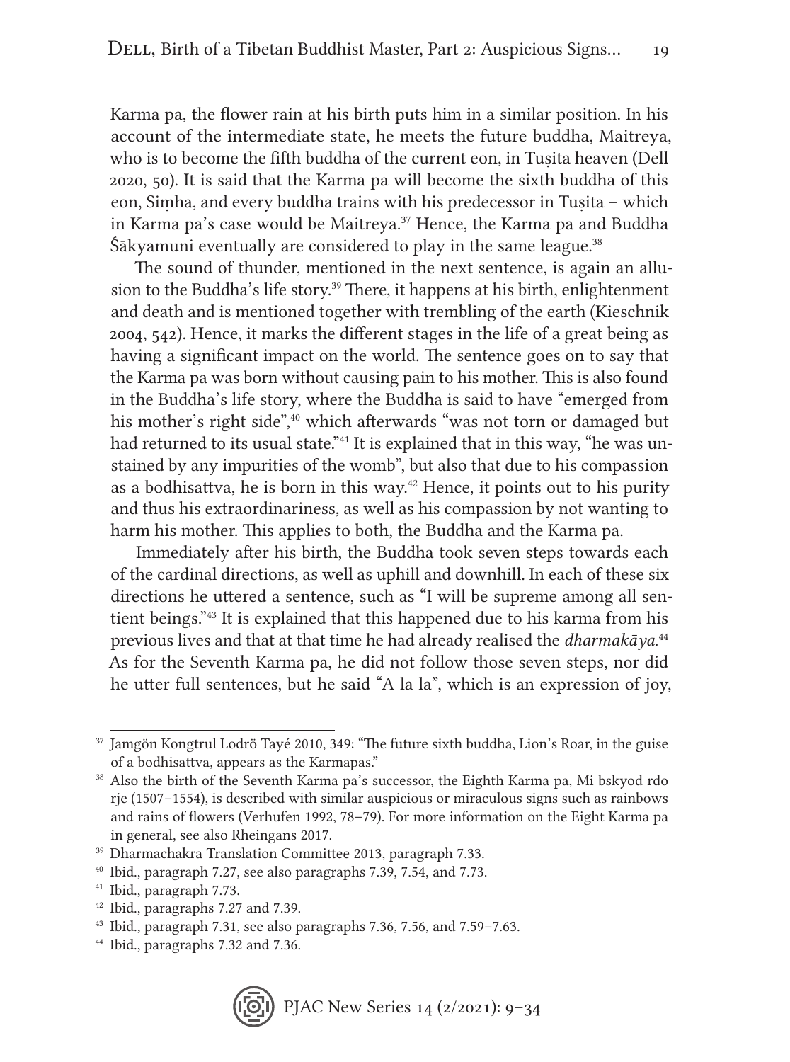Karma pa, the flower rain at his birth puts him in a similar position. In his account of the intermediate state, he meets the future buddha, Maitreya, who is to become the fifth buddha of the current eon, in Tuṣita heaven (Dell 2020, 50). It is said that the Karma pa will become the sixth buddha of this eon, Siṃha, and every buddha trains with his predecessor in Tuṣita – which in Karma pa's case would be Maitreya.[37] Hence, the Karma pa and Buddha Śākyamuni eventually are considered to play in the same league.[38]

The sound of thunder, mentioned in the next sentence, is again an allusion to the Buddha's life story.[39] There, it happens at his birth, enlightenment and death and is mentioned together with trembling of the earth (Kieschnik 2004, 542). Hence, it marks the different stages in the life of a great being as having a significant impact on the world. The sentence goes on to say that the Karma pa was born without causing pain to his mother. This is also found in the Buddha's life story, where the Buddha is said to have "emerged from his mother's right side",[40] which afterwards "was not torn or damaged but had returned to its usual state."[41] It is explained that in this way, "he was unstained by any impurities of the womb", but also that due to his compassion as a bodhisattva, he is born in this way.[42] Hence, it points out to his purity and thus his extraordinariness, as well as his compassion by not wanting to harm his mother. This applies to both, the Buddha and the Karma pa.

Immediately after his birth, the Buddha took seven steps towards each of the cardinal directions, as well as uphill and downhill. In each of these six directions he uttered a sentence, such as "I will be supreme among all sentient beings."[43] It is explained that this happened due to his karma from his previous lives and that at that time he had already realised the *dharmakāya*.[44] As for the Seventh Karma pa, he did not follow those seven steps, nor did he utter full sentences, but he said "A la la", which is an expression of joy,

---

[37] Jamgön Kongtrul Lodrö Tayé 2010, 349: "The future sixth buddha, Lion's Roar, in the guise of a bodhisattva, appears as the Karmapas."

[38] Also the birth of the Seventh Karma pa's successor, the Eighth Karma pa, Mi bskyod rdo rje (1507–1554), is described with similar auspicious or miraculous signs such as rainbows and rains of flowers (Verhufen 1992, 78–79). For more information on the Eight Karma pa in general, see also Rheingans 2017.

[39] Dharmachakra Translation Committee 2013, paragraph 7.33.

[40] Ibid., paragraph 7.27, see also paragraphs 7.39, 7.54, and 7.73.

[41] Ibid., paragraph 7.73.

[42] Ibid., paragraphs 7.27 and 7.39.

[43] Ibid., paragraph 7.31, see also paragraphs 7.36, 7.56, and 7.59–7.63.

[44] Ibid., paragraphs 7.32 and 7.36.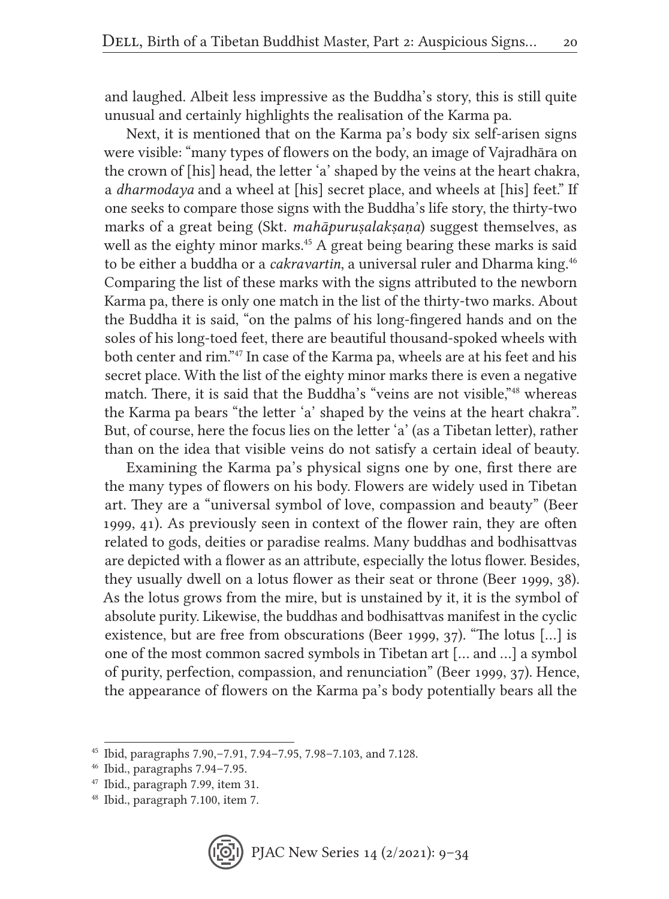and laughed. Albeit less impressive as the Buddha's story, this is still quite unusual and certainly highlights the realisation of the Karma pa.

Next, it is mentioned that on the Karma pa's body six self-arisen signs were visible: "many types of flowers on the body, an image of Vajradhāra on the crown of [his] head, the letter 'a' shaped by the veins at the heart chakra, a *dharmodaya* and a wheel at [his] secret place, and wheels at [his] feet." If one seeks to compare those signs with the Buddha's life story, the thirty-two marks of a great being (Skt. *mahāpuruṣalakṣaṇa*) suggest themselves, as well as the eighty minor marks.[45] A great being bearing these marks is said to be either a buddha or a *cakravartin*, a universal ruler and Dharma king.[46] Comparing the list of these marks with the signs attributed to the newborn Karma pa, there is only one match in the list of the thirty-two marks. About the Buddha it is said, "on the palms of his long-fingered hands and on the soles of his long-toed feet, there are beautiful thousand-spoked wheels with both center and rim."[47] In case of the Karma pa, wheels are at his feet and his secret place. With the list of the eighty minor marks there is even a negative match. There, it is said that the Buddha's "veins are not visible,"[48] whereas the Karma pa bears "the letter 'a' shaped by the veins at the heart chakra". But, of course, here the focus lies on the letter 'a' (as a Tibetan letter), rather than on the idea that visible veins do not satisfy a certain ideal of beauty.

Examining the Karma pa's physical signs one by one, first there are the many types of flowers on his body. Flowers are widely used in Tibetan art. They are a "universal symbol of love, compassion and beauty" (Beer 1999, 41). As previously seen in context of the flower rain, they are often related to gods, deities or paradise realms. Many buddhas and bodhisattvas are depicted with a flower as an attribute, especially the lotus flower. Besides, they usually dwell on a lotus flower as their seat or throne (Beer 1999, 38). As the lotus grows from the mire, but is unstained by it, it is the symbol of absolute purity. Likewise, the buddhas and bodhisattvas manifest in the cyclic existence, but are free from obscurations (Beer 1999, 37). "The lotus [...] is one of the most common sacred symbols in Tibetan art [... and ...] a symbol of purity, perfection, compassion, and renunciation" (Beer 1999, 37). Hence, the appearance of flowers on the Karma pa's body potentially bears all the

---

[45] Ibid, paragraphs 7.90,–7.91, 7.94–7.95, 7.98–7.103, and 7.128.

[46] Ibid., paragraphs 7.94–7.95.

[47] Ibid., paragraph 7.99, item 31.

[48] Ibid., paragraph 7.100, item 7.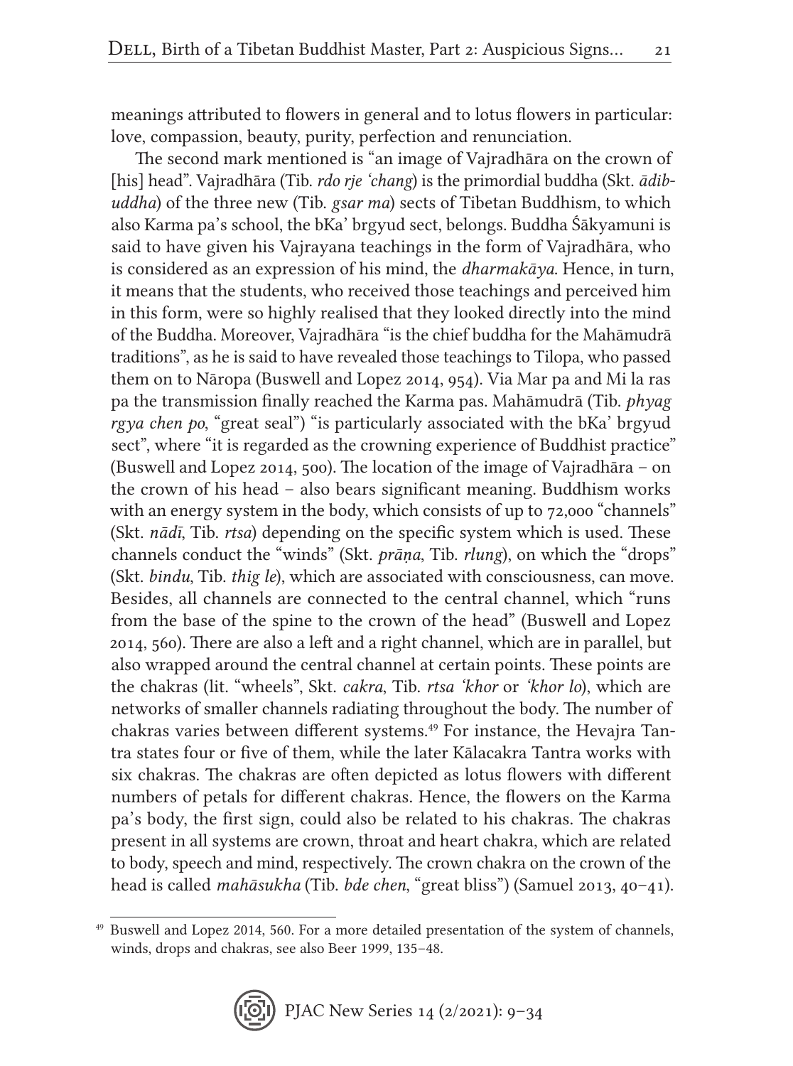meanings attributed to flowers in general and to lotus flowers in particular: love, compassion, beauty, purity, perfection and renunciation.

The second mark mentioned is "an image of Vajradhāra on the crown of [his] head". Vajradhāra (Tib. *rdo rje 'chang*) is the primordial buddha (Skt. *ādibuddha*) of the three new (Tib. *gsar ma*) sects of Tibetan Buddhism, to which also Karma pa's school, the bKa' brgyud sect, belongs. Buddha Śākyamuni is said to have given his Vajrayana teachings in the form of Vajradhāra, who is considered as an expression of his mind, the *dharmakāya*. Hence, in turn, it means that the students, who received those teachings and perceived him in this form, were so highly realised that they looked directly into the mind of the Buddha. Moreover, Vajradhāra "is the chief buddha for the Mahāmudrā traditions", as he is said to have revealed those teachings to Tilopa, who passed them on to Nāropa (Buswell and Lopez 2014, 954). Via Mar pa and Mi la ras pa the transmission finally reached the Karma pas. Mahāmudrā (Tib. *phyag rgya chen po*, "great seal") "is particularly associated with the bKa' brgyud sect", where "it is regarded as the crowning experience of Buddhist practice" (Buswell and Lopez 2014, 500). The location of the image of Vajradhāra – on the crown of his head – also bears significant meaning. Buddhism works with an energy system in the body, which consists of up to 72,000 "channels" (Skt. *nāḍī*, Tib. *rtsa*) depending on the specific system which is used. These channels conduct the "winds" (Skt. *prāṇa*, Tib. *rlung*), on which the "drops" (Skt. *bindu*, Tib. *thig le*), which are associated with consciousness, can move. Besides, all channels are connected to the central channel, which "runs from the base of the spine to the crown of the head" (Buswell and Lopez 2014, 560). There are also a left and a right channel, which are in parallel, but also wrapped around the central channel at certain points. These points are the chakras (lit. "wheels", Skt. *cakra*, Tib. *rtsa 'khor* or *'khor lo*), which are networks of smaller channels radiating throughout the body. The number of chakras varies between different systems.[49] For instance, the Hevajra Tantra states four or five of them, while the later Kālacakra Tantra works with six chakras. The chakras are often depicted as lotus flowers with different numbers of petals for different chakras. Hence, the flowers on the Karma pa's body, the first sign, could also be related to his chakras. The chakras present in all systems are crown, throat and heart chakra, which are related to body, speech and mind, respectively. The crown chakra on the crown of the head is called *mahāsukha* (Tib. *bde chen*, "great bliss") (Samuel 2013, 40–41).

[49] Buswell and Lopez 2014, 560. For a more detailed presentation of the system of channels, winds, drops and chakras, see also Beer 1999, 135–48.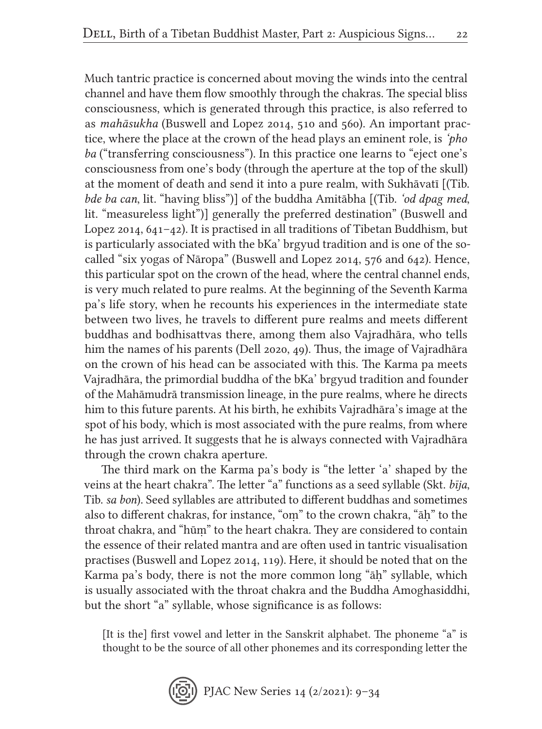Much tantric practice is concerned about moving the winds into the central channel and have them flow smoothly through the chakras. The special bliss consciousness, which is generated through this practice, is also referred to as *mahāsukha* (Buswell and Lopez 2014, 510 and 560). An important practice, where the place at the crown of the head plays an eminent role, is *'pho ba* ("transferring consciousness"). In this practice one learns to "eject one's consciousness from one's body (through the aperture at the top of the skull) at the moment of death and send it into a pure realm, with Sukhāvatī [(Tib. *bde ba can*, lit. "having bliss")] of the buddha Amitābha [(Tib. *'od dpag med*, lit. "measureless light")] generally the preferred destination" (Buswell and Lopez 2014, 641–42). It is practised in all traditions of Tibetan Buddhism, but is particularly associated with the bKa' brgyud tradition and is one of the so-called "six yogas of Nāropa" (Buswell and Lopez 2014, 576 and 642). Hence, this particular spot on the crown of the head, where the central channel ends, is very much related to pure realms. At the beginning of the Seventh Karma pa's life story, when he recounts his experiences in the intermediate state between two lives, he travels to different pure realms and meets different buddhas and bodhisattvas there, among them also Vajradhāra, who tells him the names of his parents (Dell 2020, 49). Thus, the image of Vajradhāra on the crown of his head can be associated with this. The Karma pa meets Vajradhāra, the primordial buddha of the bKa' brgyud tradition and founder of the Mahāmudrā transmission lineage, in the pure realms, where he directs him to this future parents. At his birth, he exhibits Vajradhāra's image at the spot of his body, which is most associated with the pure realms, from where he has just arrived. It suggests that he is always connected with Vajradhāra through the crown chakra aperture.

The third mark on the Karma pa's body is "the letter 'a' shaped by the veins at the heart chakra". The letter "a" functions as a seed syllable (Skt. *bīja*, Tib. *sa bon*). Seed syllables are attributed to different buddhas and sometimes also to different chakras, for instance, "oṃ" to the crown chakra, "āḥ" to the throat chakra, and "hūṃ" to the heart chakra. They are considered to contain the essence of their related mantra and are often used in tantric visualisation practises (Buswell and Lopez 2014, 119). Here, it should be noted that on the Karma pa's body, there is not the more common long "āḥ" syllable, which is usually associated with the throat chakra and the Buddha Amoghasiddhi, but the short "a" syllable, whose significance is as follows:

> [It is the] first vowel and letter in the Sanskrit alphabet. The phoneme "a" is thought to be the source of all other phonemes and its corresponding letter the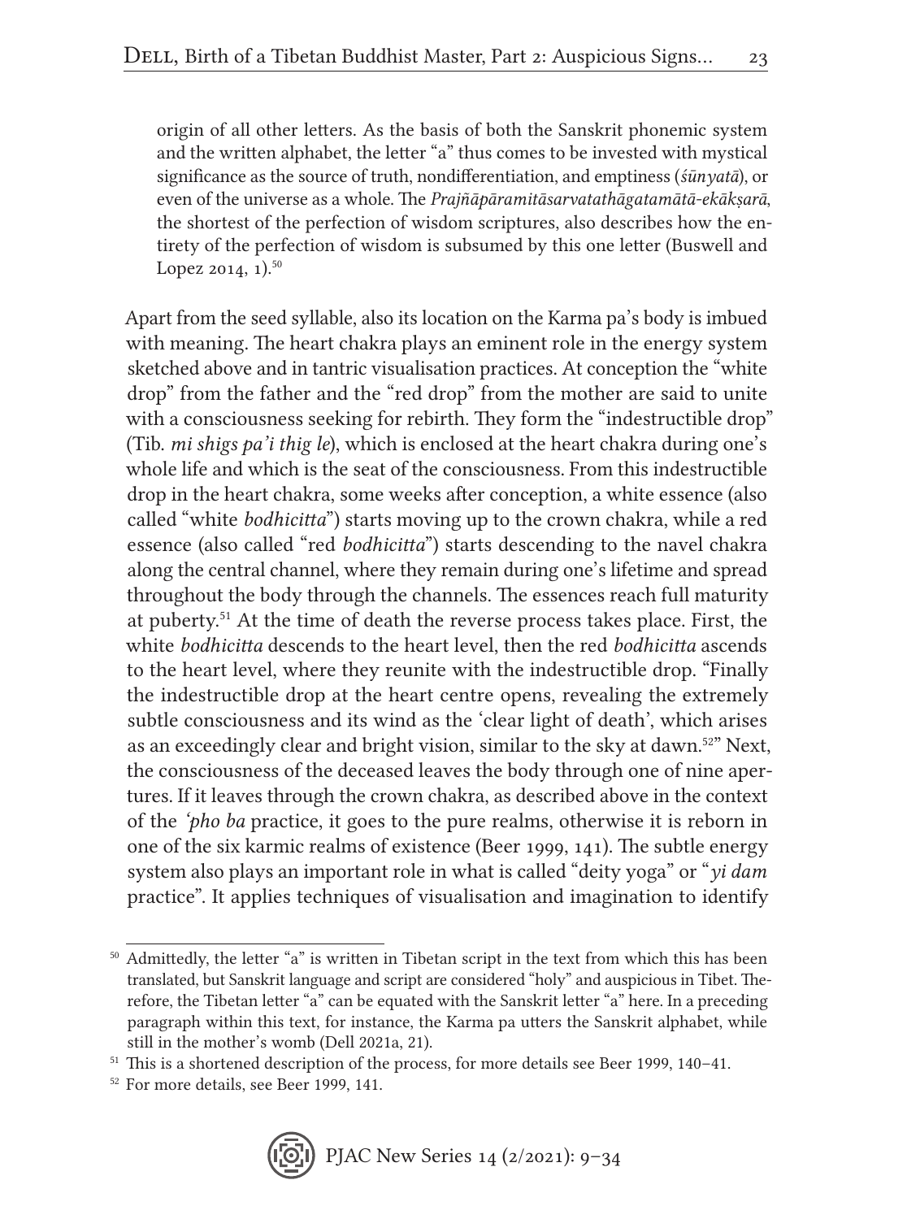origin of all other letters. As the basis of both the Sanskrit phonemic system and the written alphabet, the letter "a" thus comes to be invested with mystical significance as the source of truth, nondifferentiation, and emptiness (*śūnyatā*), or even of the universe as a whole. The *Prajñāpāramitāsarvatathāgatamātā-ekākṣarā*, the shortest of the perfection of wisdom scriptures, also describes how the entirety of the perfection of wisdom is subsumed by this one letter (Buswell and Lopez 2014, 1).[50]

Apart from the seed syllable, also its location on the Karma pa's body is imbued with meaning. The heart chakra plays an eminent role in the energy system sketched above and in tantric visualisation practices. At conception the "white drop" from the father and the "red drop" from the mother are said to unite with a consciousness seeking for rebirth. They form the "indestructible drop" (Tib. *mi shigs pa'i thig le*), which is enclosed at the heart chakra during one's whole life and which is the seat of the consciousness. From this indestructible drop in the heart chakra, some weeks after conception, a white essence (also called "white *bodhicitta*") starts moving up to the crown chakra, while a red essence (also called "red *bodhicitta*") starts descending to the navel chakra along the central channel, where they remain during one's lifetime and spread throughout the body through the channels. The essences reach full maturity at puberty.[51] At the time of death the reverse process takes place. First, the white *bodhicitta* descends to the heart level, then the red *bodhicitta* ascends to the heart level, where they reunite with the indestructible drop. "Finally the indestructible drop at the heart centre opens, revealing the extremely subtle consciousness and its wind as the 'clear light of death', which arises as an exceedingly clear and bright vision, similar to the sky at dawn.[52]" Next, the consciousness of the deceased leaves the body through one of nine apertures. If it leaves through the crown chakra, as described above in the context of the *'pho ba* practice, it goes to the pure realms, otherwise it is reborn in one of the six karmic realms of existence (Beer 1999, 141). The subtle energy system also plays an important role in what is called "deity yoga" or "*yi dam* practice". It applies techniques of visualisation and imagination to identify

---

[50] Admittedly, the letter "a" is written in Tibetan script in the text from which this has been translated, but Sanskrit language and script are considered "holy" and auspicious in Tibet. Therefore, the Tibetan letter "a" can be equated with the Sanskrit letter "a" here. In a preceding paragraph within this text, for instance, the Karma pa utters the Sanskrit alphabet, while still in the mother's womb (Dell 2021a, 21).

[51] This is a shortened description of the process, for more details see Beer 1999, 140–41.

[52] For more details, see Beer 1999, 141.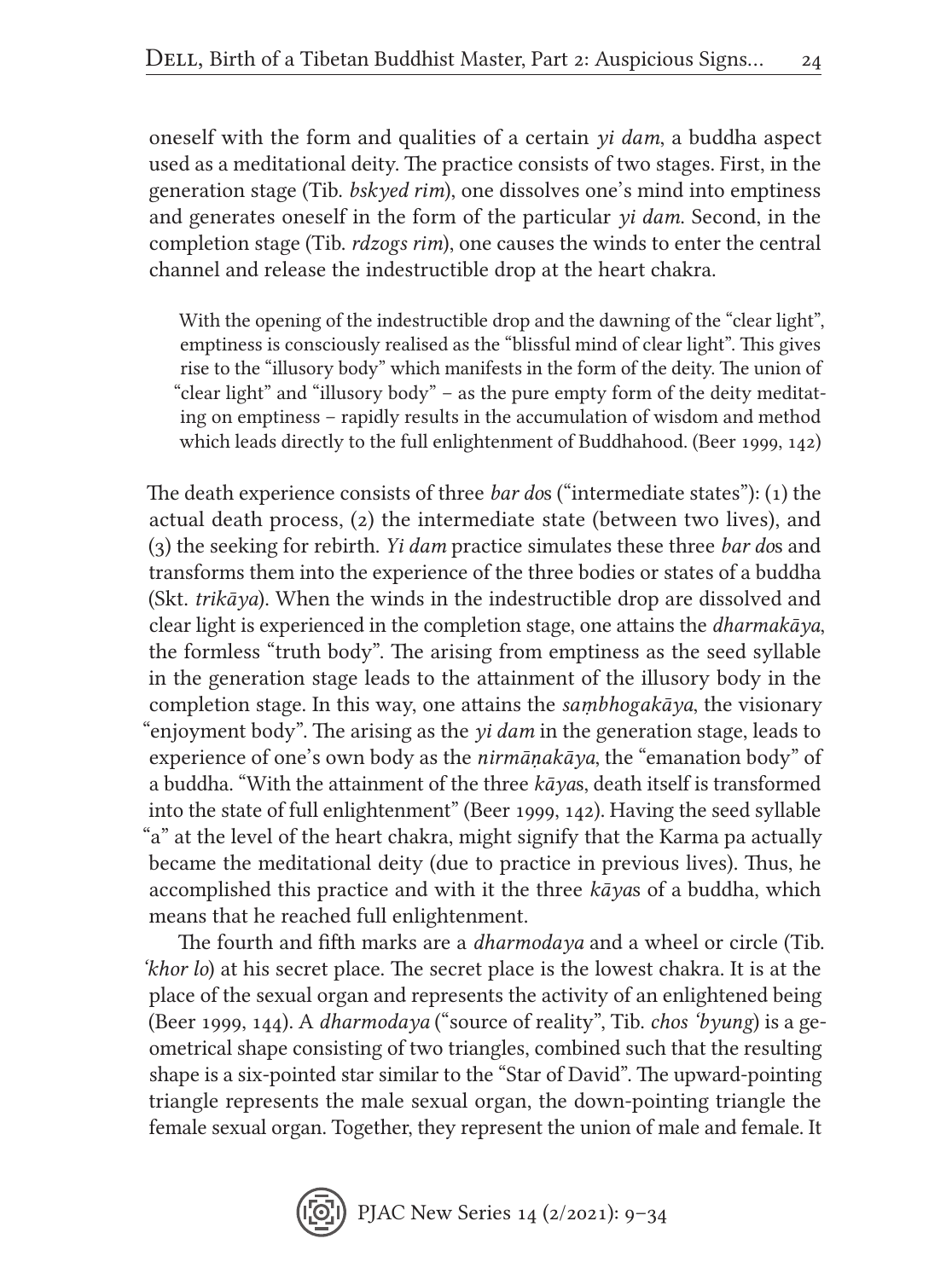oneself with the form and qualities of a certain *yi dam*, a buddha aspect used as a meditational deity. The practice consists of two stages. First, in the generation stage (Tib. *bskyed rim*), one dissolves one's mind into emptiness and generates oneself in the form of the particular *yi dam*. Second, in the completion stage (Tib. *rdzogs rim*), one causes the winds to enter the central channel and release the indestructible drop at the heart chakra.

> With the opening of the indestructible drop and the dawning of the "clear light", emptiness is consciously realised as the "blissful mind of clear light". This gives rise to the "illusory body" which manifests in the form of the deity. The union of "clear light" and "illusory body" – as the pure empty form of the deity meditating on emptiness – rapidly results in the accumulation of wisdom and method which leads directly to the full enlightenment of Buddhahood. (Beer 1999, 142)

The death experience consists of three *bar do*s ("intermediate states"): (1) the actual death process, (2) the intermediate state (between two lives), and (3) the seeking for rebirth. *Yi dam* practice simulates these three *bar do*s and transforms them into the experience of the three bodies or states of a buddha (Skt. *trikāya*). When the winds in the indestructible drop are dissolved and clear light is experienced in the completion stage, one attains the *dharmakāya*, the formless "truth body". The arising from emptiness as the seed syllable in the generation stage leads to the attainment of the illusory body in the completion stage. In this way, one attains the *saṃbhogakāya*, the visionary "enjoyment body". The arising as the *yi dam* in the generation stage, leads to experience of one's own body as the *nirmāṇakāya*, the "emanation body" of a buddha. "With the attainment of the three *kāya*s, death itself is transformed into the state of full enlightenment" (Beer 1999, 142). Having the seed syllable "a" at the level of the heart chakra, might signify that the Karma pa actually became the meditational deity (due to practice in previous lives). Thus, he accomplished this practice and with it the three *kāya*s of a buddha, which means that he reached full enlightenment.

The fourth and fifth marks are a *dharmodaya* and a wheel or circle (Tib. *'khor lo*) at his secret place. The secret place is the lowest chakra. It is at the place of the sexual organ and represents the activity of an enlightened being (Beer 1999, 144). A *dharmodaya* ("source of reality", Tib. *chos 'byung*) is a geometrical shape consisting of two triangles, combined such that the resulting shape is a six-pointed star similar to the "Star of David". The upward-pointing triangle represents the male sexual organ, the down-pointing triangle the female sexual organ. Together, they represent the union of male and female. It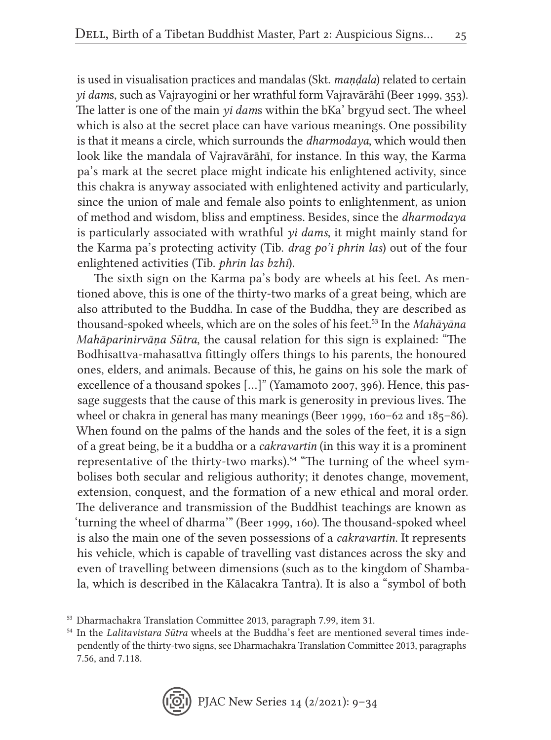is used in visualisation practices and mandalas (Skt. *maṇḍala*) related to certain *yi dam*s, such as Vajrayogini or her wrathful form Vajravārāhī (Beer 1999, 353). The latter is one of the main *yi dam*s within the bKa' brgyud sect. The wheel which is also at the secret place can have various meanings. One possibility is that it means a circle, which surrounds the *dharmodaya*, which would then look like the mandala of Vajravārāhī, for instance. In this way, the Karma pa's mark at the secret place might indicate his enlightened activity, since this chakra is anyway associated with enlightened activity and particularly, since the union of male and female also points to enlightenment, as union of method and wisdom, bliss and emptiness. Besides, since the *dharmodaya* is particularly associated with wrathful *yi dams*, it might mainly stand for the Karma pa's protecting activity (Tib. *drag po'i phrin las*) out of the four enlightened activities (Tib. *phrin las bzhi*).

The sixth sign on the Karma pa's body are wheels at his feet. As mentioned above, this is one of the thirty-two marks of a great being, which are also attributed to the Buddha. In case of the Buddha, they are described as thousand-spoked wheels, which are on the soles of his feet.[53] In the *Mahāyāna Mahāparinirvāṇa Sūtra*, the causal relation for this sign is explained: "The Bodhisattva-mahasattva fittingly offers things to his parents, the honoured ones, elders, and animals. Because of this, he gains on his sole the mark of excellence of a thousand spokes [...]" (Yamamoto 2007, 396). Hence, this passage suggests that the cause of this mark is generosity in previous lives. The wheel or chakra in general has many meanings (Beer 1999, 160–62 and 185–86). When found on the palms of the hands and the soles of the feet, it is a sign of a great being, be it a buddha or a *cakravartin* (in this way it is a prominent representative of the thirty-two marks).[54] "The turning of the wheel symbolises both secular and religious authority; it denotes change, movement, extension, conquest, and the formation of a new ethical and moral order. The deliverance and transmission of the Buddhist teachings are known as 'turning the wheel of dharma'" (Beer 1999, 160). The thousand-spoked wheel is also the main one of the seven possessions of a *cakravartin*. It represents his vehicle, which is capable of travelling vast distances across the sky and even of travelling between dimensions (such as to the kingdom of Shambala, which is described in the Kālacakra Tantra). It is also a "symbol of both

---

[53] Dharmachakra Translation Committee 2013, paragraph 7.99, item 31.

[54] In the *Lalitavistara Sūtra* wheels at the Buddha's feet are mentioned several times independently of the thirty-two signs, see Dharmachakra Translation Committee 2013, paragraphs 7.56, and 7.118.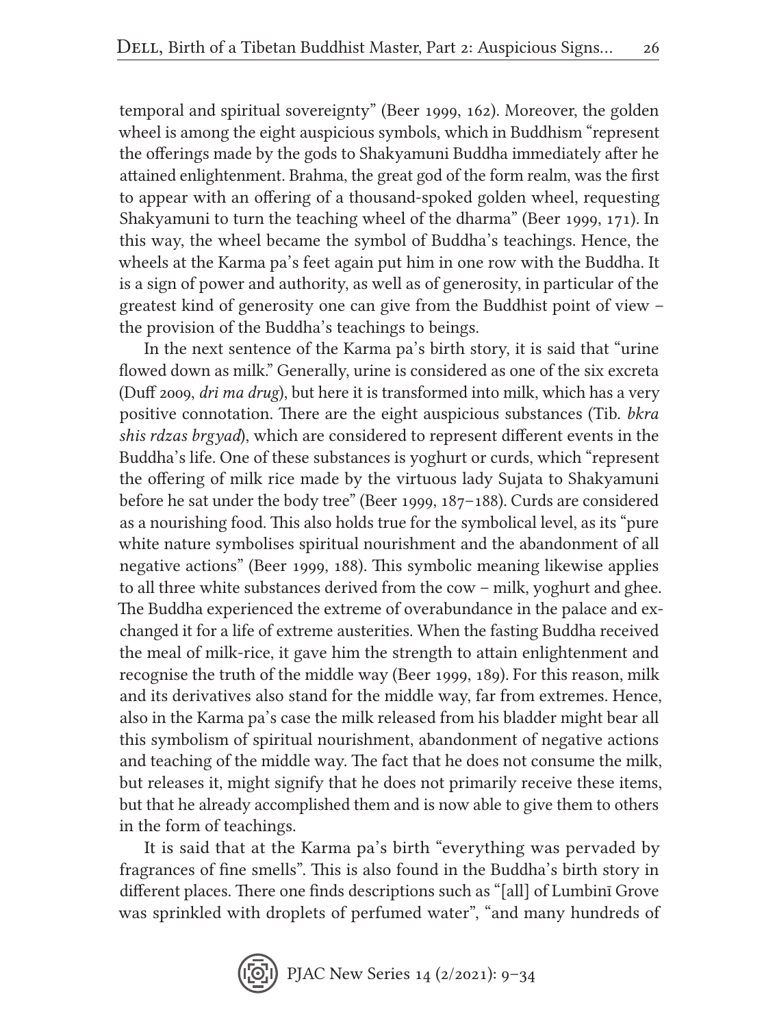temporal and spiritual sovereignty" (Beer 1999, 162). Moreover, the golden wheel is among the eight auspicious symbols, which in Buddhism "represent the offerings made by the gods to Shakyamuni Buddha immediately after he attained enlightenment. Brahma, the great god of the form realm, was the first to appear with an offering of a thousand-spoked golden wheel, requesting Shakyamuni to turn the teaching wheel of the dharma" (Beer 1999, 171). In this way, the wheel became the symbol of Buddha's teachings. Hence, the wheels at the Karma pa's feet again put him in one row with the Buddha. It is a sign of power and authority, as well as of generosity, in particular of the greatest kind of generosity one can give from the Buddhist point of view – the provision of the Buddha's teachings to beings.

In the next sentence of the Karma pa's birth story, it is said that "urine flowed down as milk." Generally, urine is considered as one of the six excreta (Duff 2009, *dri ma drug*), but here it is transformed into milk, which has a very positive connotation. There are the eight auspicious substances (Tib. *bkra shis rdzas brgyad*), which are considered to represent different events in the Buddha's life. One of these substances is yoghurt or curds, which "represent the offering of milk rice made by the virtuous lady Sujata to Shakyamuni before he sat under the body tree" (Beer 1999, 187–188). Curds are considered as a nourishing food. This also holds true for the symbolical level, as its "pure white nature symbolises spiritual nourishment and the abandonment of all negative actions" (Beer 1999, 188). This symbolic meaning likewise applies to all three white substances derived from the cow – milk, yoghurt and ghee. The Buddha experienced the extreme of overabundance in the palace and exchanged it for a life of extreme austerities. When the fasting Buddha received the meal of milk-rice, it gave him the strength to attain enlightenment and recognise the truth of the middle way (Beer 1999, 189). For this reason, milk and its derivatives also stand for the middle way, far from extremes. Hence, also in the Karma pa's case the milk released from his bladder might bear all this symbolism of spiritual nourishment, abandonment of negative actions and teaching of the middle way. The fact that he does not consume the milk, but releases it, might signify that he does not primarily receive these items, but that he already accomplished them and is now able to give them to others in the form of teachings.

It is said that at the Karma pa's birth "everything was pervaded by fragrances of fine smells". This is also found in the Buddha's birth story in different places. There one finds descriptions such as "[all] of Lumbinī Grove was sprinkled with droplets of perfumed water", "and many hundreds of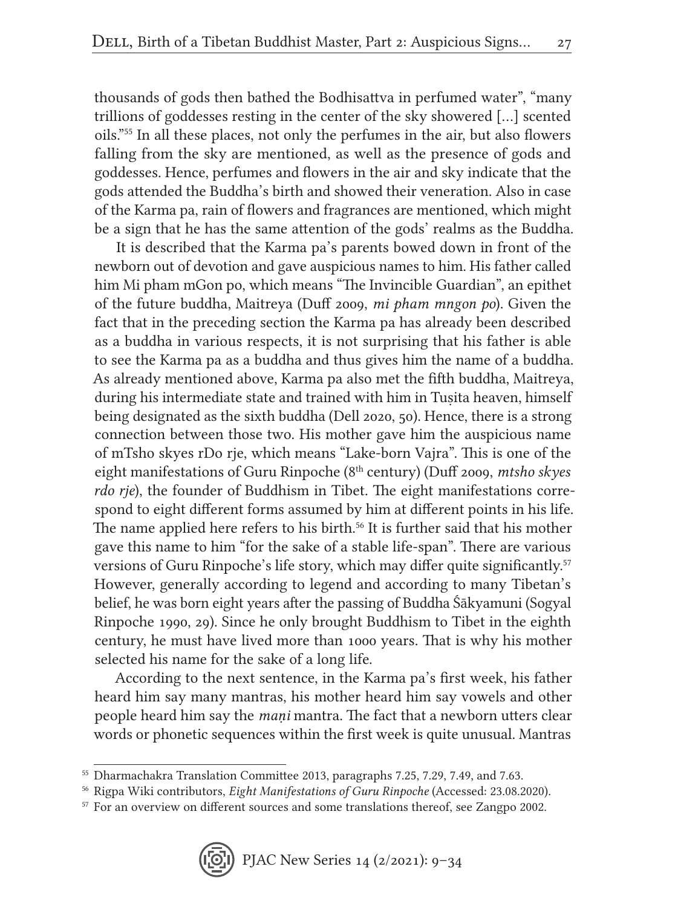thousands of gods then bathed the Bodhisattva in perfumed water", "many trillions of goddesses resting in the center of the sky showered [...] scented oils."[55] In all these places, not only the perfumes in the air, but also flowers falling from the sky are mentioned, as well as the presence of gods and goddesses. Hence, perfumes and flowers in the air and sky indicate that the gods attended the Buddha's birth and showed their veneration. Also in case of the Karma pa, rain of flowers and fragrances are mentioned, which might be a sign that he has the same attention of the gods' realms as the Buddha.

It is described that the Karma pa's parents bowed down in front of the newborn out of devotion and gave auspicious names to him. His father called him Mi pham mGon po, which means "The Invincible Guardian", an epithet of the future buddha, Maitreya (Duff 2009, *mi pham mngon po*). Given the fact that in the preceding section the Karma pa has already been described as a buddha in various respects, it is not surprising that his father is able to see the Karma pa as a buddha and thus gives him the name of a buddha. As already mentioned above, Karma pa also met the fifth buddha, Maitreya, during his intermediate state and trained with him in Tuṣita heaven, himself being designated as the sixth buddha (Dell 2020, 50). Hence, there is a strong connection between those two. His mother gave him the auspicious name of mTsho skyes rDo rje, which means "Lake-born Vajra". This is one of the eight manifestations of Guru Rinpoche (8th century) (Duff 2009, *mtsho skyes rdo rje*), the founder of Buddhism in Tibet. The eight manifestations correspond to eight different forms assumed by him at different points in his life. The name applied here refers to his birth.[56] It is further said that his mother gave this name to him "for the sake of a stable life-span". There are various versions of Guru Rinpoche's life story, which may differ quite significantly.[57] However, generally according to legend and according to many Tibetan's belief, he was born eight years after the passing of Buddha Śākyamuni (Sogyal Rinpoche 1990, 29). Since he only brought Buddhism to Tibet in the eighth century, he must have lived more than 1000 years. That is why his mother selected his name for the sake of a long life.

According to the next sentence, in the Karma pa's first week, his father heard him say many mantras, his mother heard him say vowels and other people heard him say the *maṇi* mantra. The fact that a newborn utters clear words or phonetic sequences within the first week is quite unusual. Mantras

[55] Dharmachakra Translation Committee 2013, paragraphs 7.25, 7.29, 7.49, and 7.63.

[56] Rigpa Wiki contributors, *Eight Manifestations of Guru Rinpoche* (Accessed: 23.08.2020).

[57] For an overview on different sources and some translations thereof, see Zangpo 2002.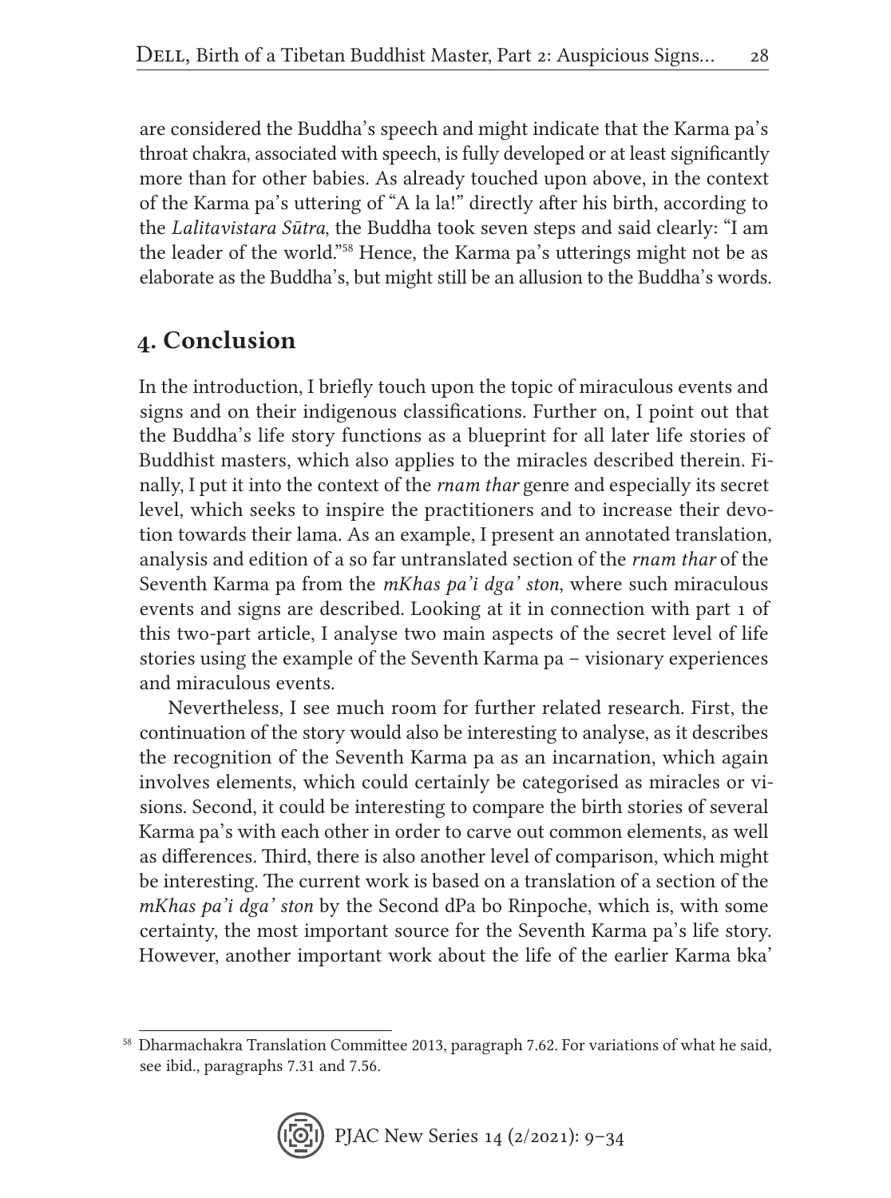are considered the Buddha's speech and might indicate that the Karma pa's throat chakra, associated with speech, is fully developed or at least significantly more than for other babies. As already touched upon above, in the context of the Karma pa's uttering of "A la la!" directly after his birth, according to the *Lalitavistara Sūtra*, the Buddha took seven steps and said clearly: "I am the leader of the world."[58] Hence, the Karma pa's utterings might not be as elaborate as the Buddha's, but might still be an allusion to the Buddha's words.

## 4. Conclusion

In the introduction, I briefly touch upon the topic of miraculous events and signs and on their indigenous classifications. Further on, I point out that the Buddha's life story functions as a blueprint for all later life stories of Buddhist masters, which also applies to the miracles described therein. Finally, I put it into the context of the *rnam thar* genre and especially its secret level, which seeks to inspire the practitioners and to increase their devotion towards their lama. As an example, I present an annotated translation, analysis and edition of a so far untranslated section of the *rnam thar* of the Seventh Karma pa from the *mKhas pa'i dga' ston*, where such miraculous events and signs are described. Looking at it in connection with part 1 of this two-part article, I analyse two main aspects of the secret level of life stories using the example of the Seventh Karma pa – visionary experiences and miraculous events.

Nevertheless, I see much room for further related research. First, the continuation of the story would also be interesting to analyse, as it describes the recognition of the Seventh Karma pa as an incarnation, which again involves elements, which could certainly be categorised as miracles or visions. Second, it could be interesting to compare the birth stories of several Karma pa's with each other in order to carve out common elements, as well as differences. Third, there is also another level of comparison, which might be interesting. The current work is based on a translation of a section of the *mKhas pa'i dga' ston* by the Second dPa bo Rinpoche, which is, with some certainty, the most important source for the Seventh Karma pa's life story. However, another important work about the life of the earlier Karma bka'

[58] Dharmachakra Translation Committee 2013, paragraph 7.62. For variations of what he said, see ibid., paragraphs 7.31 and 7.56.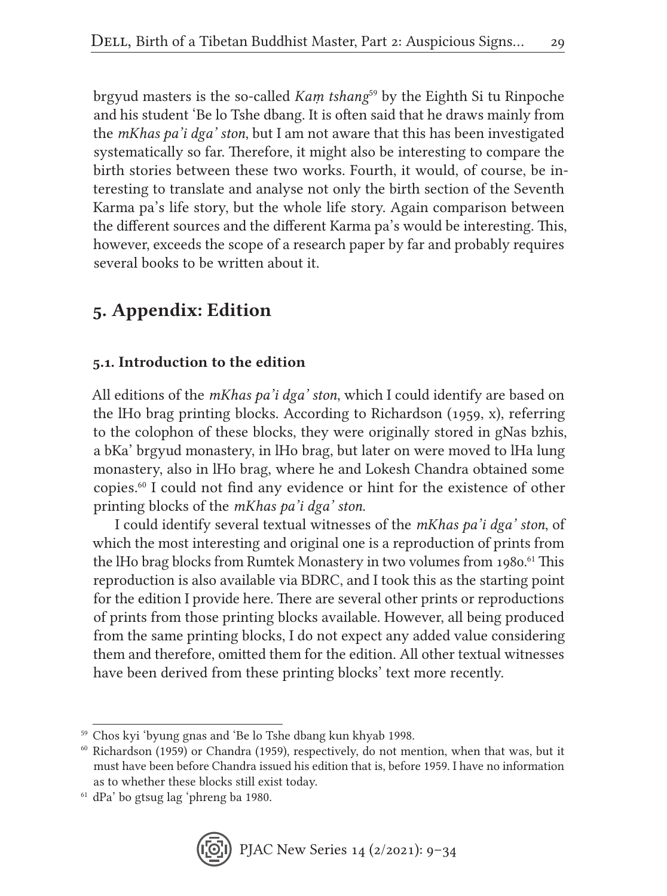brgyud masters is the so-called *Kaṃ tshang*[59] by the Eighth Si tu Rinpoche and his student 'Be lo Tshe dbang. It is often said that he draws mainly from the *mKhas pa'i dga' ston*, but I am not aware that this has been investigated systematically so far. Therefore, it might also be interesting to compare the birth stories between these two works. Fourth, it would, of course, be interesting to translate and analyse not only the birth section of the Seventh Karma pa's life story, but the whole life story. Again comparison between the different sources and the different Karma pa's would be interesting. This, however, exceeds the scope of a research paper by far and probably requires several books to be written about it.

## 5. Appendix: Edition

### 5.1. Introduction to the edition

All editions of the *mKhas pa'i dga' ston*, which I could identify are based on the lHo brag printing blocks. According to Richardson (1959, x), referring to the colophon of these blocks, they were originally stored in gNas bzhis, a bKa' brgyud monastery, in lHo brag, but later on were moved to lHa lung monastery, also in lHo brag, where he and Lokesh Chandra obtained some copies.[60] I could not find any evidence or hint for the existence of other printing blocks of the *mKhas pa'i dga' ston*.

I could identify several textual witnesses of the *mKhas pa'i dga' ston*, of which the most interesting and original one is a reproduction of prints from the lHo brag blocks from Rumtek Monastery in two volumes from 1980.[61] This reproduction is also available via BDRC, and I took this as the starting point for the edition I provide here. There are several other prints or reproductions of prints from those printing blocks available. However, all being produced from the same printing blocks, I do not expect any added value considering them and therefore, omitted them for the edition. All other textual witnesses have been derived from these printing blocks' text more recently.

---

[59] Chos kyi 'byung gnas and 'Be lo Tshe dbang kun khyab 1998.

[60] Richardson (1959) or Chandra (1959), respectively, do not mention, when that was, but it must have been before Chandra issued his edition that is, before 1959. I have no information as to whether these blocks still exist today.

[61] dPa' bo gtsug lag 'phreng ba 1980.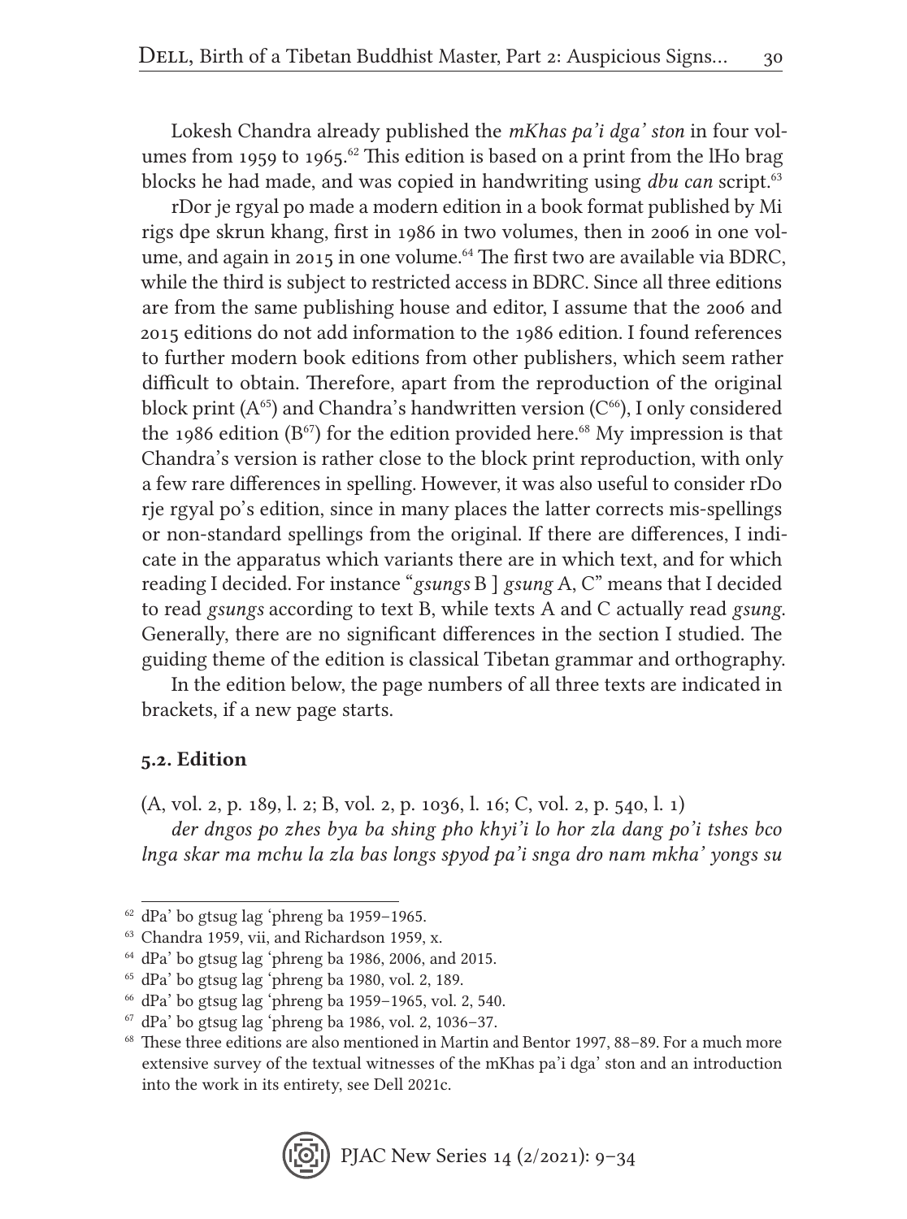Lokesh Chandra already published the *mKhas pa'i dga' ston* in four volumes from 1959 to 1965.[62] This edition is based on a print from the lHo brag blocks he had made, and was copied in handwriting using *dbu can* script.[63]

rDor je rgyal po made a modern edition in a book format published by Mi rigs dpe skrun khang, first in 1986 in two volumes, then in 2006 in one volume, and again in 2015 in one volume.[64] The first two are available via BDRC, while the third is subject to restricted access in BDRC. Since all three editions are from the same publishing house and editor, I assume that the 2006 and 2015 editions do not add information to the 1986 edition. I found references to further modern book editions from other publishers, which seem rather difficult to obtain. Therefore, apart from the reproduction of the original block print (A[65]) and Chandra's handwritten version (C[66]), I only considered the 1986 edition (B[67]) for the edition provided here.[68] My impression is that Chandra's version is rather close to the block print reproduction, with only a few rare differences in spelling. However, it was also useful to consider rDo rje rgyal po's edition, since in many places the latter corrects mis-spellings or non-standard spellings from the original. If there are differences, I indicate in the apparatus which variants there are in which text, and for which reading I decided. For instance "*gsungs* B ] *gsung* A, C" means that I decided to read *gsungs* according to text B, while texts A and C actually read *gsung*. Generally, there are no significant differences in the section I studied. The guiding theme of the edition is classical Tibetan grammar and orthography.

In the edition below, the page numbers of all three texts are indicated in brackets, if a new page starts.

### 5.2. Edition

(A, vol. 2, p. 189, l. 2; B, vol. 2, p. 1036, l. 16; C, vol. 2, p. 540, l. 1)

*der dngos po zhes bya ba shing pho khyi'i lo hor zla dang po'i tshes bco lnga skar ma mchu la zla bas longs spyod pa'i snga dro nam mkha' yongs su*

---

[62] dPa' bo gtsug lag 'phreng ba 1959–1965.

[63] Chandra 1959, vii, and Richardson 1959, x.

[64] dPa' bo gtsug lag 'phreng ba 1986, 2006, and 2015.

[65] dPa' bo gtsug lag 'phreng ba 1980, vol. 2, 189.

[66] dPa' bo gtsug lag 'phreng ba 1959–1965, vol. 2, 540.

[67] dPa' bo gtsug lag 'phreng ba 1986, vol. 2, 1036–37.

[68] These three editions are also mentioned in Martin and Bentor 1997, 88–89. For a much more extensive survey of the textual witnesses of the mKhas pa'i dga' ston and an introduction into the work in its entirety, see Dell 2021c.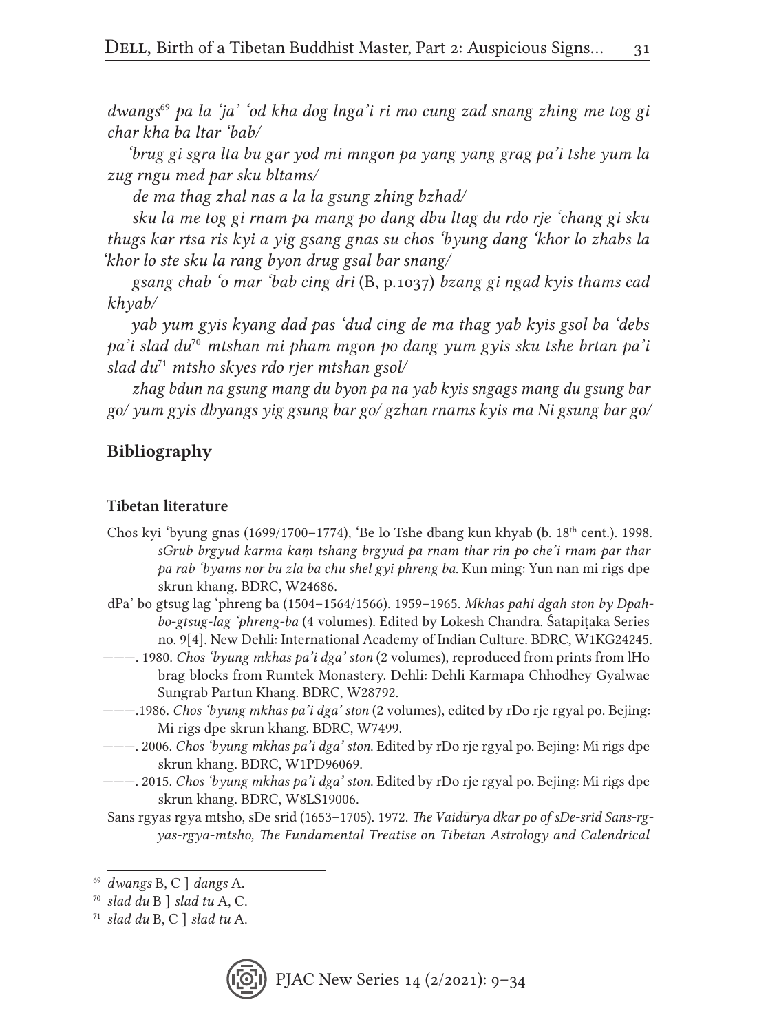*dwangs*[69] *pa la 'ja' 'od kha dog lnga'i ri mo cung zad snang zhing me tog gi char kha ba ltar 'bab/*

*'brug gi sgra lta bu gar yod mi mngon pa yang yang grag pa'i tshe yum la zug rngu med par sku bltams/*

*de ma thag zhal nas a la la gsung zhing bzhad/*

*sku la me tog gi rnam pa mang po dang dbu ltag du rdo rje 'chang gi sku thugs kar rtsa ris kyi a yig gsang gnas su chos 'byung dang 'khor lo zhabs la 'khor lo ste sku la rang byon drug gsal bar snang/*

*gsang chab 'o mar 'bab cing dri* (B, p.1037) *bzang gi ngad kyis thams cad khyab/*

*yab yum gyis kyang dad pas 'dud cing de ma thag yab kyis gsol ba 'debs pa'i slad du*[70] *mtshan mi pham mgon po dang yum gyis sku tshe brtan pa'i slad du*[71] *mtsho skyes rdo rjer mtshan gsol/*

*zhag bdun na gsung mang du byon pa na yab kyis sngags mang du gsung bar go/ yum gyis dbyangs yig gsung bar go/ gzhan rnams kyis ma Ni gsung bar go/*

## Bibliography

### Tibetan literature

Chos kyi 'byung gnas (1699/1700–1774), 'Be lo Tshe dbang kun khyab (b. 18th cent.). 1998. *sGrub brgyud karma kaṃ tshang brgyud pa rnam thar rin po che'i rnam par thar pa rab 'byams nor bu zla ba chu shel gyi phreng ba*. Kun ming: Yun nan mi rigs dpe skrun khang. BDRC, W24686.

dPa' bo gtsug lag 'phreng ba (1504–1564/1566). 1959–1965. *Mkhas pahi dgah ston by Dpah-bo-gtsug-lag 'phreng-ba* (4 volumes). Edited by Lokesh Chandra. Śatapiṭaka Series no. 9[4]. New Dehli: International Academy of Indian Culture. BDRC, W1KG24245.

———. 1980. *Chos 'byung mkhas pa'i dga' ston* (2 volumes), reproduced from prints from lHo brag blocks from Rumtek Monastery. Dehli: Dehli Karmapa Chhodhey Gyalwae Sungrab Partun Khang. BDRC, W28792.

———.1986. *Chos 'byung mkhas pa'i dga' ston* (2 volumes), edited by rDo rje rgyal po. Bejing: Mi rigs dpe skrun khang. BDRC, W7499.

———. 2006. *Chos 'byung mkhas pa'i dga' ston.* Edited by rDo rje rgyal po. Bejing: Mi rigs dpe skrun khang. BDRC, W1PD96069.

———. 2015. *Chos 'byung mkhas pa'i dga' ston*. Edited by rDo rje rgyal po. Bejing: Mi rigs dpe skrun khang. BDRC, W8LS19006.

Sans rgyas rgya mtsho, sDe srid (1653–1705). 1972. *The Vaidūrya dkar po of sDe-srid Sans-rgyas-rgya-mtsho, The Fundamental Treatise on Tibetan Astrology and Calendrical*

---

[69] *dwangs* B, C ] *dangs* A.

[70] *slad du* B ] *slad tu* A, C.

[71] *slad du* B, C ] *slad tu* A.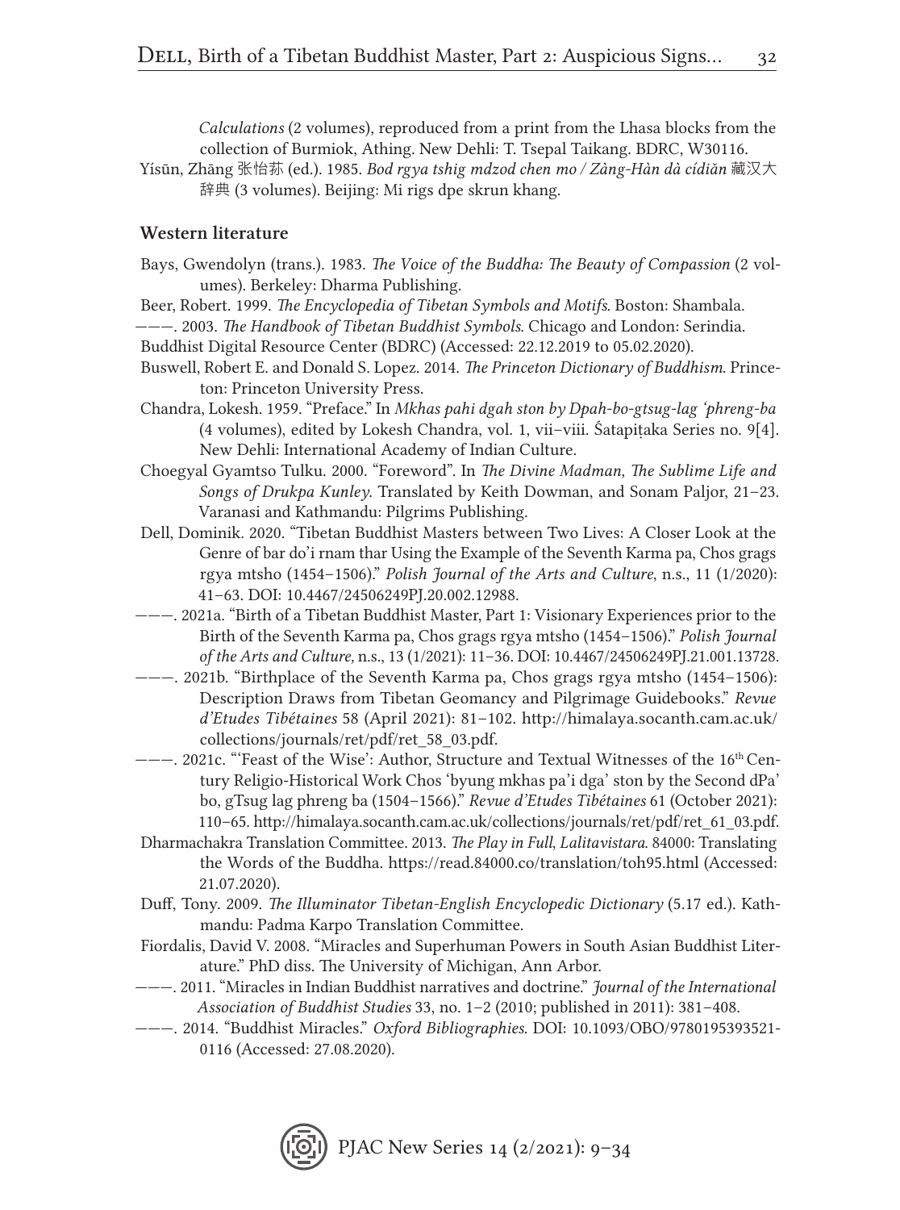*Calculations* (2 volumes), reproduced from a print from the Lhasa blocks from the collection of Burmiok, Athing. New Dehli: T. Tsepal Taikang. BDRC, W30116.

Yísūn, Zhāng 张怡荪 (ed.). 1985. *Bod rgya tshig mdzod chen mo / Zàng-Hàn dà cídiǎn* 藏汉大辞典 (3 volumes). Beijing: Mi rigs dpe skrun khang.

### Western literature

Bays, Gwendolyn (trans.). 1983. *The Voice of the Buddha: The Beauty of Compassion* (2 volumes). Berkeley: Dharma Publishing.

Beer, Robert. 1999. *The Encyclopedia of Tibetan Symbols and Motifs*. Boston: Shambala.

———. 2003. *The Handbook of Tibetan Buddhist Symbols*. Chicago and London: Serindia.

Buddhist Digital Resource Center (BDRC) (Accessed: 22.12.2019 to 05.02.2020).

Buswell, Robert E. and Donald S. Lopez. 2014. *The Princeton Dictionary of Buddhism*. Princeton: Princeton University Press.

Chandra, Lokesh. 1959. "Preface." In *Mkhas pahi dgah ston by Dpah-bo-gtsug-lag 'phreng-ba* (4 volumes), edited by Lokesh Chandra, vol. 1, vii–viii. Śatapiṭaka Series no. 9[4]. New Dehli: International Academy of Indian Culture.

Choegyal Gyamtso Tulku. 2000. "Foreword". In *The Divine Madman, The Sublime Life and Songs of Drukpa Kunley*. Translated by Keith Dowman, and Sonam Paljor, 21–23. Varanasi and Kathmandu: Pilgrims Publishing.

Dell, Dominik. 2020. "Tibetan Buddhist Masters between Two Lives: A Closer Look at the Genre of bar do'i rnam thar Using the Example of the Seventh Karma pa, Chos grags rgya mtsho (1454–1506)." *Polish Journal of the Arts and Culture*, n.s., 11 (1/2020): 41–63. DOI: 10.4467/24506249PJ.20.002.12988.

———. 2021a. "Birth of a Tibetan Buddhist Master, Part 1: Visionary Experiences prior to the Birth of the Seventh Karma pa, Chos grags rgya mtsho (1454–1506)." *Polish Journal of the Arts and Culture,* n.s., 13 (1/2021): 11–36. DOI: 10.4467/24506249PJ.21.001.13728.

———. 2021b. "Birthplace of the Seventh Karma pa, Chos grags rgya mtsho (1454–1506): Description Draws from Tibetan Geomancy and Pilgrimage Guidebooks." *Revue d'Etudes Tibétaines* 58 (April 2021): 81–102. http://himalaya.socanth.cam.ac.uk/collections/journals/ret/pdf/ret_58_03.pdf.

———. 2021c. "'Feast of the Wise': Author, Structure and Textual Witnesses of the 16th Century Religio-Historical Work Chos 'byung mkhas pa'i dga' ston by the Second dPa' bo, gTsug lag phreng ba (1504–1566)." *Revue d'Etudes Tibétaines* 61 (October 2021): 110–65. http://himalaya.socanth.cam.ac.uk/collections/journals/ret/pdf/ret_61_03.pdf.

Dharmachakra Translation Committee. 2013. *The Play in Full, Lalitavistara*. 84000: Translating the Words of the Buddha. https://read.84000.co/translation/toh95.html (Accessed: 21.07.2020).

Duff, Tony. 2009. *The Illuminator Tibetan-English Encyclopedic Dictionary* (5.17 ed.). Kathmandu: Padma Karpo Translation Committee.

Fiordalis, David V. 2008. "Miracles and Superhuman Powers in South Asian Buddhist Literature." PhD diss. The University of Michigan, Ann Arbor.

———. 2011. "Miracles in Indian Buddhist narratives and doctrine." *Journal of the International Association of Buddhist Studies* 33, no. 1–2 (2010; published in 2011): 381–408.

———. 2014. "Buddhist Miracles." *Oxford Bibliographies*. DOI: 10.1093/OBO/9780195393521-0116 (Accessed: 27.08.2020).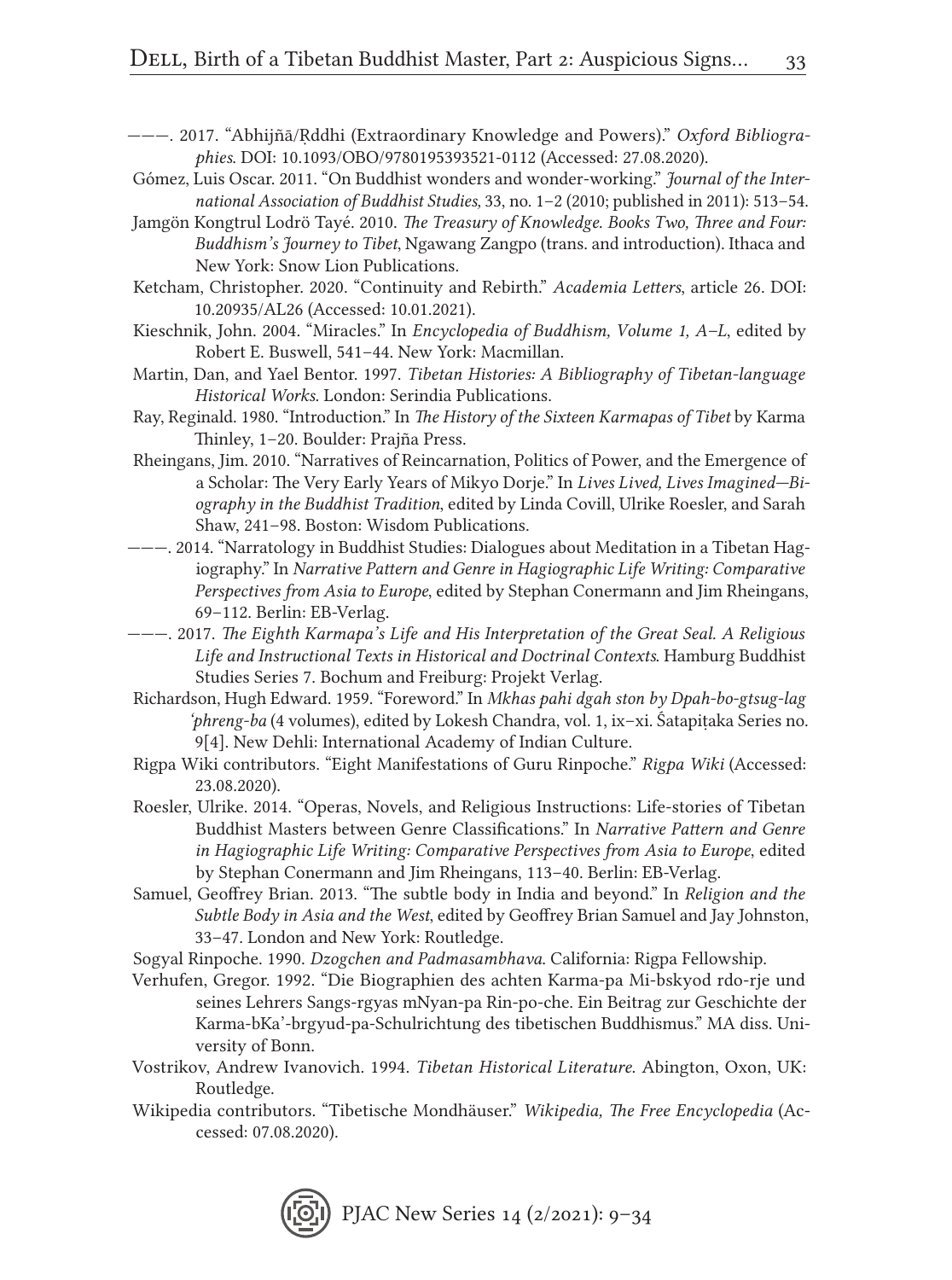———. 2017. "Abhijñā/Ṛddhi (Extraordinary Knowledge and Powers)." *Oxford Bibliographies*. DOI: 10.1093/OBO/9780195393521-0112 (Accessed: 27.08.2020).

Gómez, Luis Oscar. 2011. "On Buddhist wonders and wonder-working." *Journal of the International Association of Buddhist Studies,* 33, no. 1–2 (2010; published in 2011): 513–54.

Jamgön Kongtrul Lodrö Tayé. 2010. *The Treasury of Knowledge. Books Two, Three and Four: Buddhism's Journey to Tibet*, Ngawang Zangpo (trans. and introduction). Ithaca and New York: Snow Lion Publications.

Ketcham, Christopher. 2020. "Continuity and Rebirth." *Academia Letters*, article 26. DOI: 10.20935/AL26 (Accessed: 10.01.2021).

Kieschnik, John. 2004. "Miracles." In *Encyclopedia of Buddhism, Volume 1, A–L*, edited by Robert E. Buswell, 541–44. New York: Macmillan.

Martin, Dan, and Yael Bentor. 1997. *Tibetan Histories: A Bibliography of Tibetan-language Historical Works.* London: Serindia Publications.

Ray, Reginald. 1980. "Introduction." In *The History of the Sixteen Karmapas of Tibet* by Karma Thinley, 1–20. Boulder: Prajña Press.

Rheingans, Jim. 2010. "Narratives of Reincarnation, Politics of Power, and the Emergence of a Scholar: The Very Early Years of Mikyo Dorje." In *Lives Lived, Lives Imagined—Biography in the Buddhist Tradition*, edited by Linda Covill, Ulrike Roesler, and Sarah Shaw, 241–98. Boston: Wisdom Publications.

———. 2014. "Narratology in Buddhist Studies: Dialogues about Meditation in a Tibetan Hagiography." In *Narrative Pattern and Genre in Hagiographic Life Writing: Comparative Perspectives from Asia to Europe*, edited by Stephan Conermann and Jim Rheingans, 69–112. Berlin: EB-Verlag.

———. 2017. *The Eighth Karmapa's Life and His Interpretation of the Great Seal. A Religious Life and Instructional Texts in Historical and Doctrinal Contexts*. Hamburg Buddhist Studies Series 7. Bochum and Freiburg: Projekt Verlag.

Richardson, Hugh Edward. 1959. "Foreword." In *Mkhas pahi dgah ston by Dpah-bo-gtsug-lag 'phreng-ba* (4 volumes), edited by Lokesh Chandra, vol. 1, ix–xi. Śatapiṭaka Series no. 9[4]. New Dehli: International Academy of Indian Culture.

Rigpa Wiki contributors. "Eight Manifestations of Guru Rinpoche." *Rigpa Wiki* (Accessed: 23.08.2020).

Roesler, Ulrike. 2014. "Operas, Novels, and Religious Instructions: Life-stories of Tibetan Buddhist Masters between Genre Classifications." In *Narrative Pattern and Genre in Hagiographic Life Writing: Comparative Perspectives from Asia to Europe*, edited by Stephan Conermann and Jim Rheingans, 113–40. Berlin: EB-Verlag.

Samuel, Geoffrey Brian. 2013. "The subtle body in India and beyond." In *Religion and the Subtle Body in Asia and the West*, edited by Geoffrey Brian Samuel and Jay Johnston, 33–47. London and New York: Routledge.

Sogyal Rinpoche. 1990. *Dzogchen and Padmasambhava*. California: Rigpa Fellowship.

Verhufen, Gregor. 1992. "Die Biographien des achten Karma-pa Mi-bskyod rdo-rje und seines Lehrers Sangs-rgyas mNyan-pa Rin-po-che. Ein Beitrag zur Geschichte der Karma-bKa'-brgyud-pa-Schulrichtung des tibetischen Buddhismus." MA diss. University of Bonn.

Vostrikov, Andrew Ivanovich. 1994. *Tibetan Historical Literature*. Abington, Oxon, UK: Routledge.

Wikipedia contributors. "Tibetische Mondhäuser." *Wikipedia, The Free Encyclopedia* (Accessed: 07.08.2020).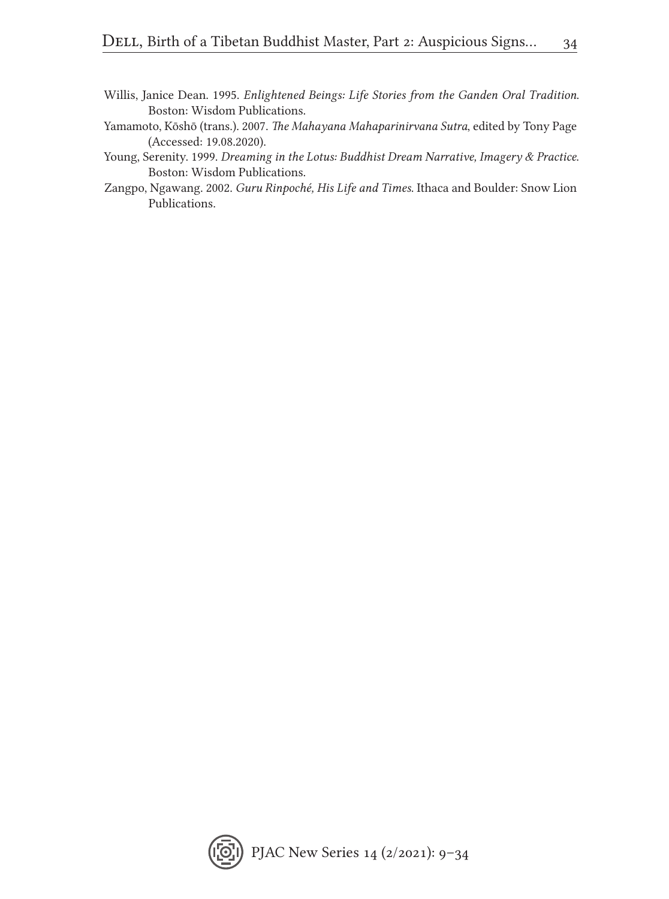Willis, Janice Dean. 1995. *Enlightened Beings: Life Stories from the Ganden Oral Tradition*. Boston: Wisdom Publications.

Yamamoto, Kōshō (trans.). 2007. *The Mahayana Mahaparinirvana Sutra*, edited by Tony Page (Accessed: 19.08.2020).

Young, Serenity. 1999. *Dreaming in the Lotus: Buddhist Dream Narrative, Imagery & Practice*. Boston: Wisdom Publications.

Zangpo, Ngawang. 2002. *Guru Rinpoché, His Life and Times*. Ithaca and Boulder: Snow Lion Publications.